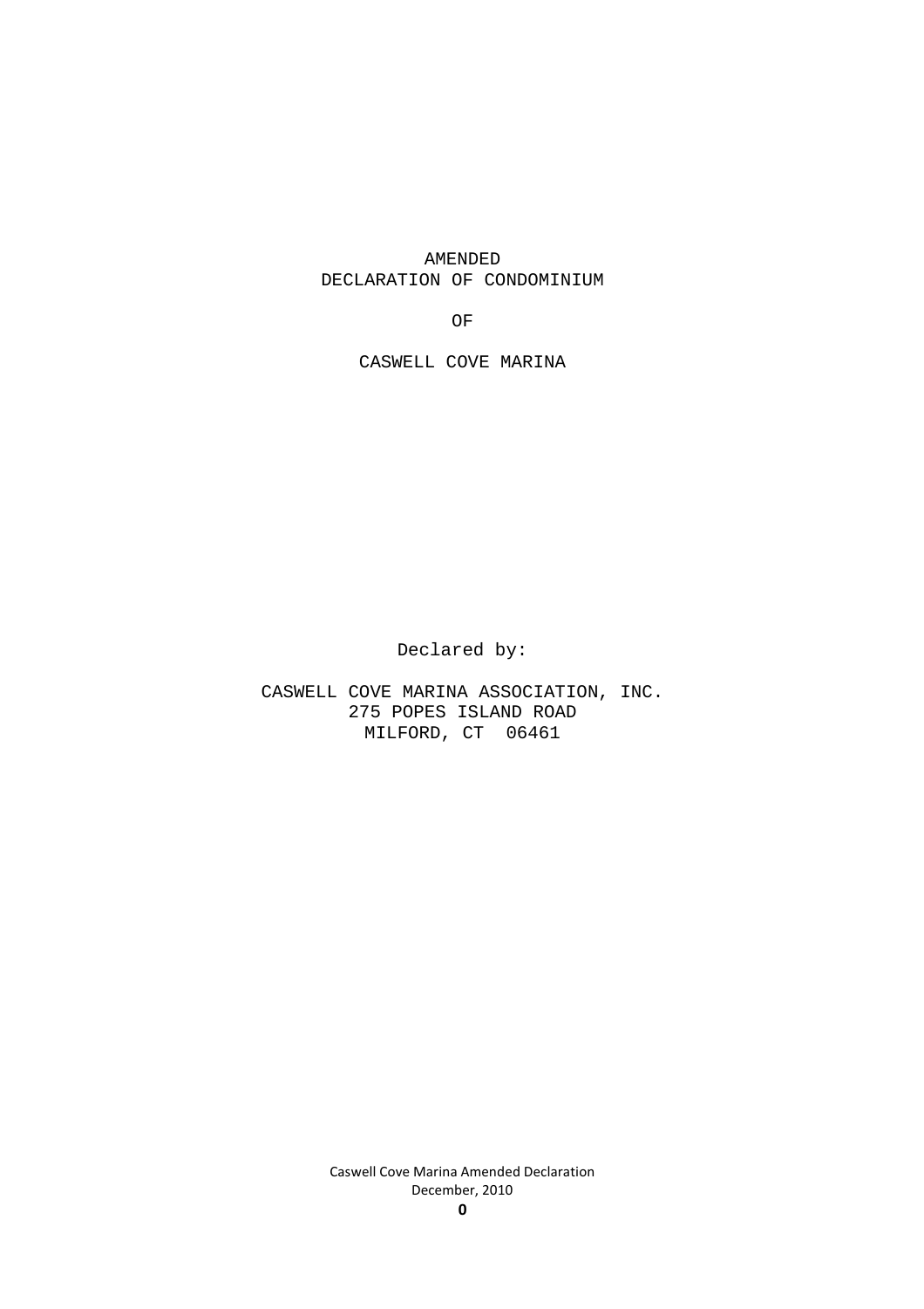# AMENDED DECLARATION OF CONDOMINIUM

OF

# CASWELL COVE MARINA

Declared by:

CASWELL COVE MARINA ASSOCIATION, INC.
275 POPES ISLAND ROAD
MILFORD, CT 06461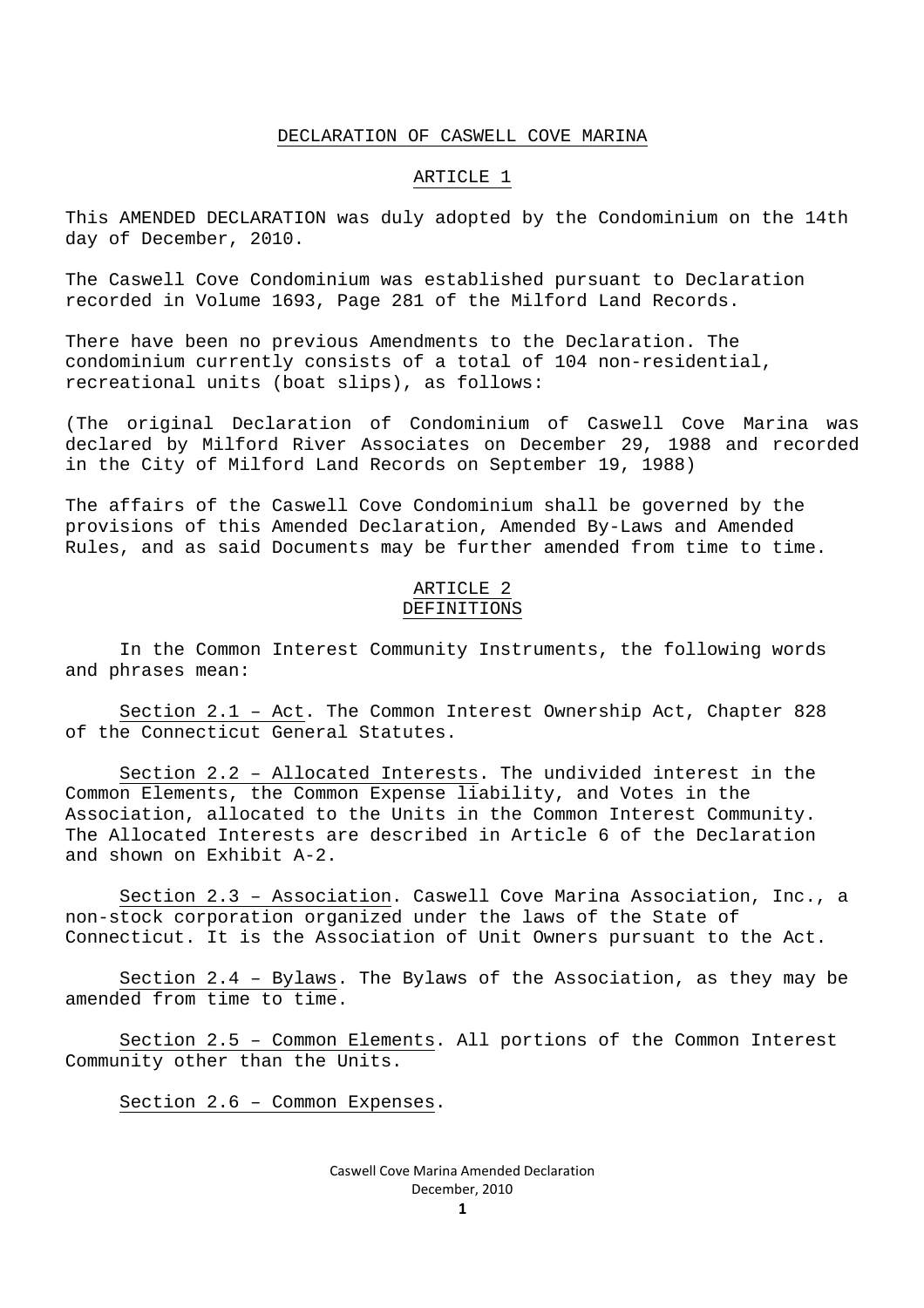# DECLARATION OF CASWELL COVE MARINA

## ARTICLE 1

This AMENDED DECLARATION was duly adopted by the Condominium on the 14th day of December, 2010.

The Caswell Cove Condominium was established pursuant to Declaration recorded in Volume 1693, Page 281 of the Milford Land Records.

There have been no previous Amendments to the Declaration. The condominium currently consists of a total of 104 non-residential, recreational units (boat slips), as follows:

(The original Declaration of Condominium of Caswell Cove Marina was declared by Milford River Associates on December 29, 1988 and recorded in the City of Milford Land Records on September 19, 1988)

The affairs of the Caswell Cove Condominium shall be governed by the provisions of this Amended Declaration, Amended By-Laws and Amended Rules, and as said Documents may be further amended from time to time.

## ARTICLE 2
## DEFINITIONS

In the Common Interest Community Instruments, the following words and phrases mean:

Section 2.1 – Act. The Common Interest Ownership Act, Chapter 828 of the Connecticut General Statutes.

Section 2.2 – Allocated Interests. The undivided interest in the Common Elements, the Common Expense liability, and Votes in the Association, allocated to the Units in the Common Interest Community. The Allocated Interests are described in Article 6 of the Declaration and shown on Exhibit A-2.

Section 2.3 – Association. Caswell Cove Marina Association, Inc., a non-stock corporation organized under the laws of the State of Connecticut. It is the Association of Unit Owners pursuant to the Act.

Section 2.4 – Bylaws. The Bylaws of the Association, as they may be amended from time to time.

Section 2.5 – Common Elements. All portions of the Common Interest Community other than the Units.

Section 2.6 – Common Expenses.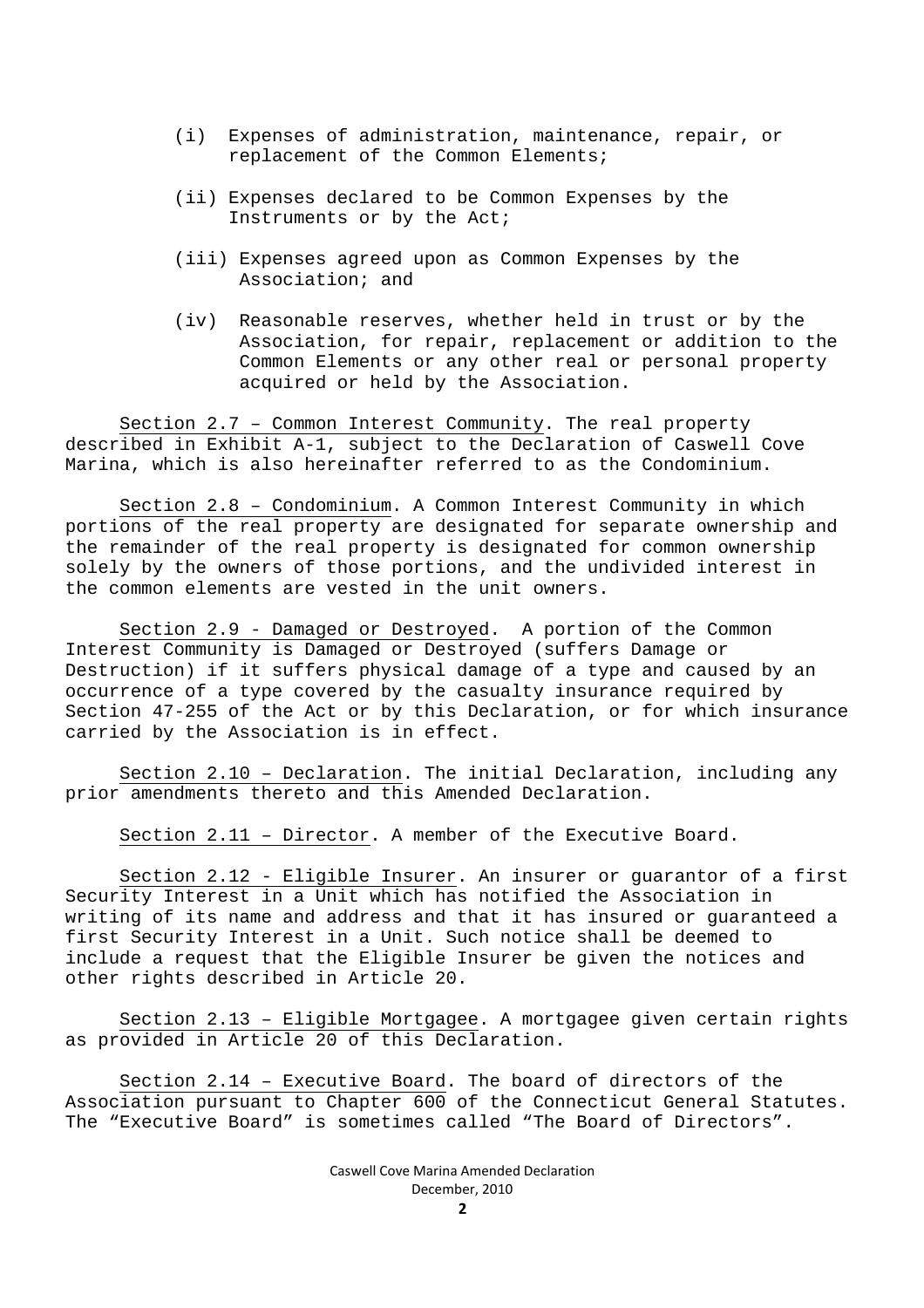(i) Expenses of administration, maintenance, repair, or replacement of the Common Elements;

(ii) Expenses declared to be Common Expenses by the Instruments or by the Act;

(iii) Expenses agreed upon as Common Expenses by the Association; and

(iv) Reasonable reserves, whether held in trust or by the Association, for repair, replacement or addition to the Common Elements or any other real or personal property acquired or held by the Association.

Section 2.7 – Common Interest Community. The real property described in Exhibit A-1, subject to the Declaration of Caswell Cove Marina, which is also hereinafter referred to as the Condominium.

Section 2.8 – Condominium. A Common Interest Community in which portions of the real property are designated for separate ownership and the remainder of the real property is designated for common ownership solely by the owners of those portions, and the undivided interest in the common elements are vested in the unit owners.

Section 2.9 - Damaged or Destroyed. A portion of the Common Interest Community is Damaged or Destroyed (suffers Damage or Destruction) if it suffers physical damage of a type and caused by an occurrence of a type covered by the casualty insurance required by Section 47-255 of the Act or by this Declaration, or for which insurance carried by the Association is in effect.

Section 2.10 – Declaration. The initial Declaration, including any prior amendments thereto and this Amended Declaration.

Section 2.11 – Director. A member of the Executive Board.

Section 2.12 - Eligible Insurer. An insurer or guarantor of a first Security Interest in a Unit which has notified the Association in writing of its name and address and that it has insured or guaranteed a first Security Interest in a Unit. Such notice shall be deemed to include a request that the Eligible Insurer be given the notices and other rights described in Article 20.

Section 2.13 – Eligible Mortgagee. A mortgagee given certain rights as provided in Article 20 of this Declaration.

Section 2.14 – Executive Board. The board of directors of the Association pursuant to Chapter 600 of the Connecticut General Statutes. The "Executive Board" is sometimes called "The Board of Directors".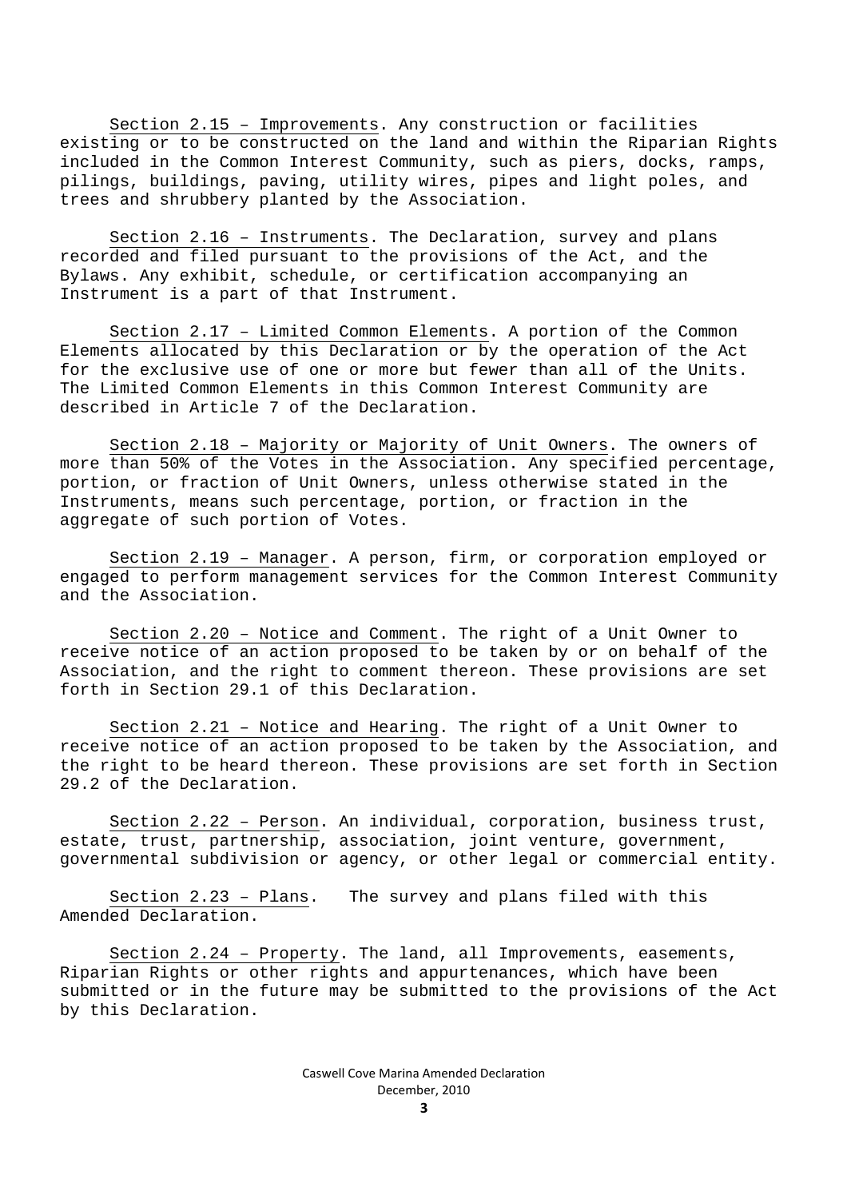Section 2.15 – Improvements. Any construction or facilities existing or to be constructed on the land and within the Riparian Rights included in the Common Interest Community, such as piers, docks, ramps, pilings, buildings, paving, utility wires, pipes and light poles, and trees and shrubbery planted by the Association.

Section 2.16 – Instruments. The Declaration, survey and plans recorded and filed pursuant to the provisions of the Act, and the Bylaws. Any exhibit, schedule, or certification accompanying an Instrument is a part of that Instrument.

Section 2.17 – Limited Common Elements. A portion of the Common Elements allocated by this Declaration or by the operation of the Act for the exclusive use of one or more but fewer than all of the Units. The Limited Common Elements in this Common Interest Community are described in Article 7 of the Declaration.

Section 2.18 – Majority or Majority of Unit Owners. The owners of more than 50% of the Votes in the Association. Any specified percentage, portion, or fraction of Unit Owners, unless otherwise stated in the Instruments, means such percentage, portion, or fraction in the aggregate of such portion of Votes.

Section 2.19 – Manager. A person, firm, or corporation employed or engaged to perform management services for the Common Interest Community and the Association.

Section 2.20 – Notice and Comment. The right of a Unit Owner to receive notice of an action proposed to be taken by or on behalf of the Association, and the right to comment thereon. These provisions are set forth in Section 29.1 of this Declaration.

Section 2.21 – Notice and Hearing. The right of a Unit Owner to receive notice of an action proposed to be taken by the Association, and the right to be heard thereon. These provisions are set forth in Section 29.2 of the Declaration.

Section 2.22 – Person. An individual, corporation, business trust, estate, trust, partnership, association, joint venture, government, governmental subdivision or agency, or other legal or commercial entity.

Section 2.23 – Plans. The survey and plans filed with this Amended Declaration.

Section 2.24 – Property. The land, all Improvements, easements, Riparian Rights or other rights and appurtenances, which have been submitted or in the future may be submitted to the provisions of the Act by this Declaration.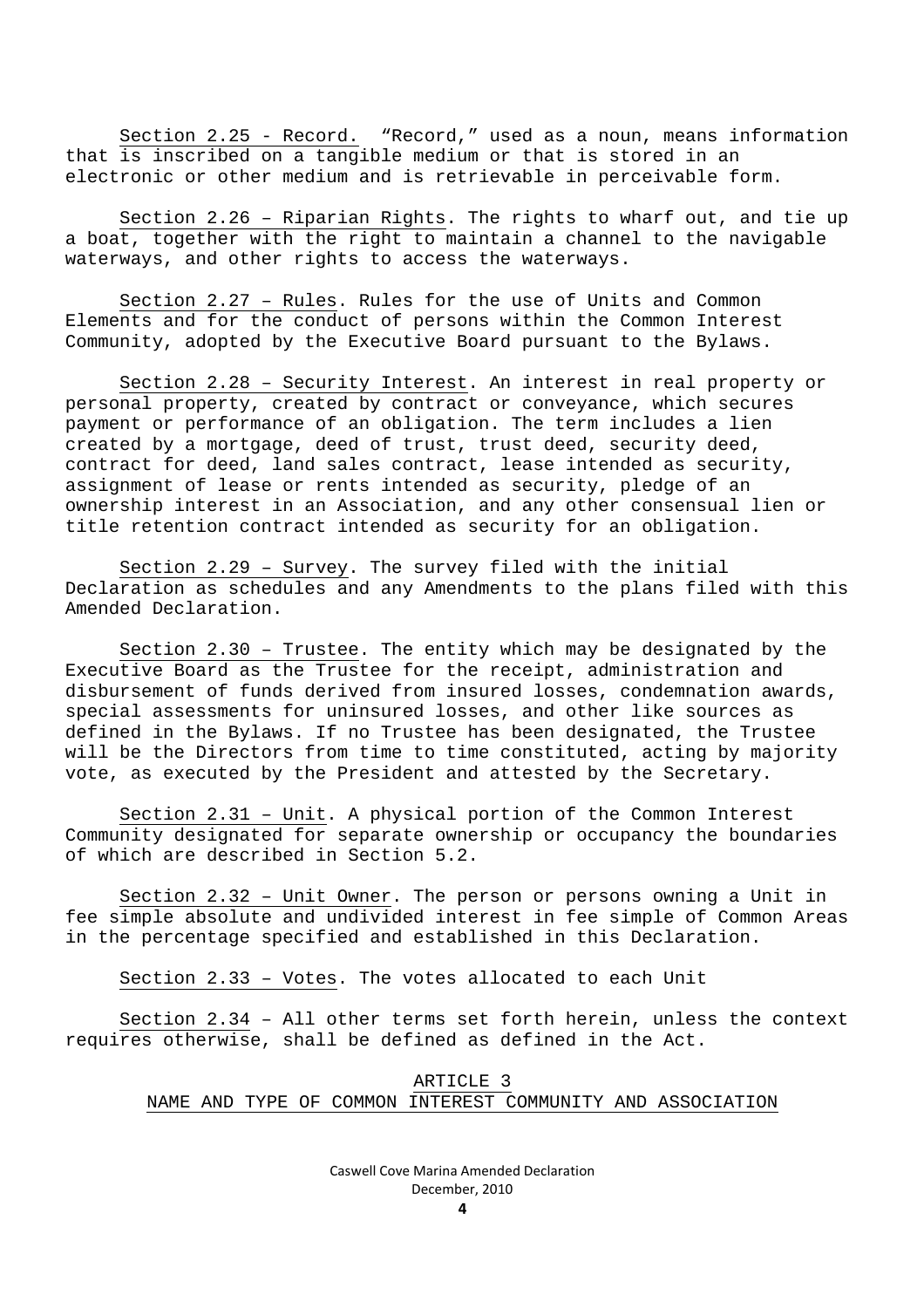Section 2.25 - Record. "Record," used as a noun, means information that is inscribed on a tangible medium or that is stored in an electronic or other medium and is retrievable in perceivable form.

Section 2.26 – Riparian Rights. The rights to wharf out, and tie up a boat, together with the right to maintain a channel to the navigable waterways, and other rights to access the waterways.

Section 2.27 – Rules. Rules for the use of Units and Common Elements and for the conduct of persons within the Common Interest Community, adopted by the Executive Board pursuant to the Bylaws.

Section 2.28 – Security Interest. An interest in real property or personal property, created by contract or conveyance, which secures payment or performance of an obligation. The term includes a lien created by a mortgage, deed of trust, trust deed, security deed, contract for deed, land sales contract, lease intended as security, assignment of lease or rents intended as security, pledge of an ownership interest in an Association, and any other consensual lien or title retention contract intended as security for an obligation.

Section 2.29 – Survey. The survey filed with the initial Declaration as schedules and any Amendments to the plans filed with this Amended Declaration.

Section 2.30 – Trustee. The entity which may be designated by the Executive Board as the Trustee for the receipt, administration and disbursement of funds derived from insured losses, condemnation awards, special assessments for uninsured losses, and other like sources as defined in the Bylaws. If no Trustee has been designated, the Trustee will be the Directors from time to time constituted, acting by majority vote, as executed by the President and attested by the Secretary.

Section 2.31 – Unit. A physical portion of the Common Interest Community designated for separate ownership or occupancy the boundaries of which are described in Section 5.2.

Section 2.32 – Unit Owner. The person or persons owning a Unit in fee simple absolute and undivided interest in fee simple of Common Areas in the percentage specified and established in this Declaration.

Section 2.33 – Votes. The votes allocated to each Unit

Section 2.34 – All other terms set forth herein, unless the context requires otherwise, shall be defined as defined in the Act.

## ARTICLE 3
## NAME AND TYPE OF COMMON INTEREST COMMUNITY AND ASSOCIATION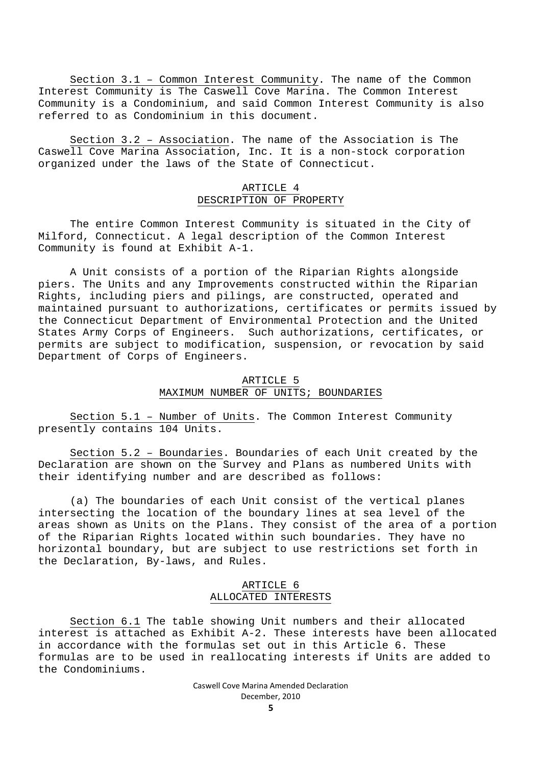Section 3.1 – Common Interest Community. The name of the Common Interest Community is The Caswell Cove Marina. The Common Interest Community is a Condominium, and said Common Interest Community is also referred to as Condominium in this document.

Section 3.2 – Association. The name of the Association is The Caswell Cove Marina Association, Inc. It is a non-stock corporation organized under the laws of the State of Connecticut.

## ARTICLE 4
## DESCRIPTION OF PROPERTY

The entire Common Interest Community is situated in the City of Milford, Connecticut. A legal description of the Common Interest Community is found at Exhibit A-1.

A Unit consists of a portion of the Riparian Rights alongside piers. The Units and any Improvements constructed within the Riparian Rights, including piers and pilings, are constructed, operated and maintained pursuant to authorizations, certificates or permits issued by the Connecticut Department of Environmental Protection and the United States Army Corps of Engineers. Such authorizations, certificates, or permits are subject to modification, suspension, or revocation by said Department of Corps of Engineers.

## ARTICLE 5
## MAXIMUM NUMBER OF UNITS; BOUNDARIES

Section 5.1 – Number of Units. The Common Interest Community presently contains 104 Units.

Section 5.2 – Boundaries. Boundaries of each Unit created by the Declaration are shown on the Survey and Plans as numbered Units with their identifying number and are described as follows:

(a) The boundaries of each Unit consist of the vertical planes intersecting the location of the boundary lines at sea level of the areas shown as Units on the Plans. They consist of the area of a portion of the Riparian Rights located within such boundaries. They have no horizontal boundary, but are subject to use restrictions set forth in the Declaration, By-laws, and Rules.

## ARTICLE 6
## ALLOCATED INTERESTS

Section 6.1 The table showing Unit numbers and their allocated interest is attached as Exhibit A-2. These interests have been allocated in accordance with the formulas set out in this Article 6. These formulas are to be used in reallocating interests if Units are added to the Condominiums.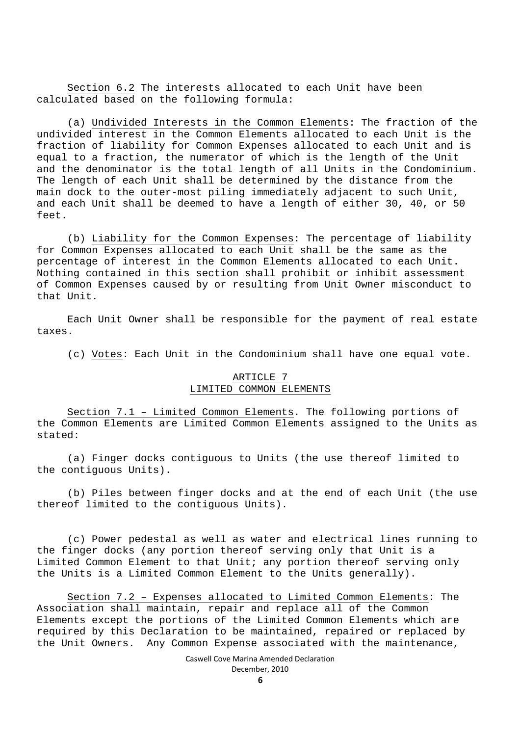Section 6.2 The interests allocated to each Unit have been calculated based on the following formula:

(a) Undivided Interests in the Common Elements: The fraction of the undivided interest in the Common Elements allocated to each Unit is the fraction of liability for Common Expenses allocated to each Unit and is equal to a fraction, the numerator of which is the length of the Unit and the denominator is the total length of all Units in the Condominium. The length of each Unit shall be determined by the distance from the main dock to the outer-most piling immediately adjacent to such Unit, and each Unit shall be deemed to have a length of either 30, 40, or 50 feet.

(b) Liability for the Common Expenses: The percentage of liability for Common Expenses allocated to each Unit shall be the same as the percentage of interest in the Common Elements allocated to each Unit. Nothing contained in this section shall prohibit or inhibit assessment of Common Expenses caused by or resulting from Unit Owner misconduct to that Unit.

Each Unit Owner shall be responsible for the payment of real estate taxes.

(c) Votes: Each Unit in the Condominium shall have one equal vote.

## ARTICLE 7
## LIMITED COMMON ELEMENTS

Section 7.1 – Limited Common Elements. The following portions of the Common Elements are Limited Common Elements assigned to the Units as stated:

(a) Finger docks contiguous to Units (the use thereof limited to the contiguous Units).

(b) Piles between finger docks and at the end of each Unit (the use thereof limited to the contiguous Units).

(c) Power pedestal as well as water and electrical lines running to the finger docks (any portion thereof serving only that Unit is a Limited Common Element to that Unit; any portion thereof serving only the Units is a Limited Common Element to the Units generally).

Section 7.2 – Expenses allocated to Limited Common Elements: The Association shall maintain, repair and replace all of the Common Elements except the portions of the Limited Common Elements which are required by this Declaration to be maintained, repaired or replaced by the Unit Owners. Any Common Expense associated with the maintenance,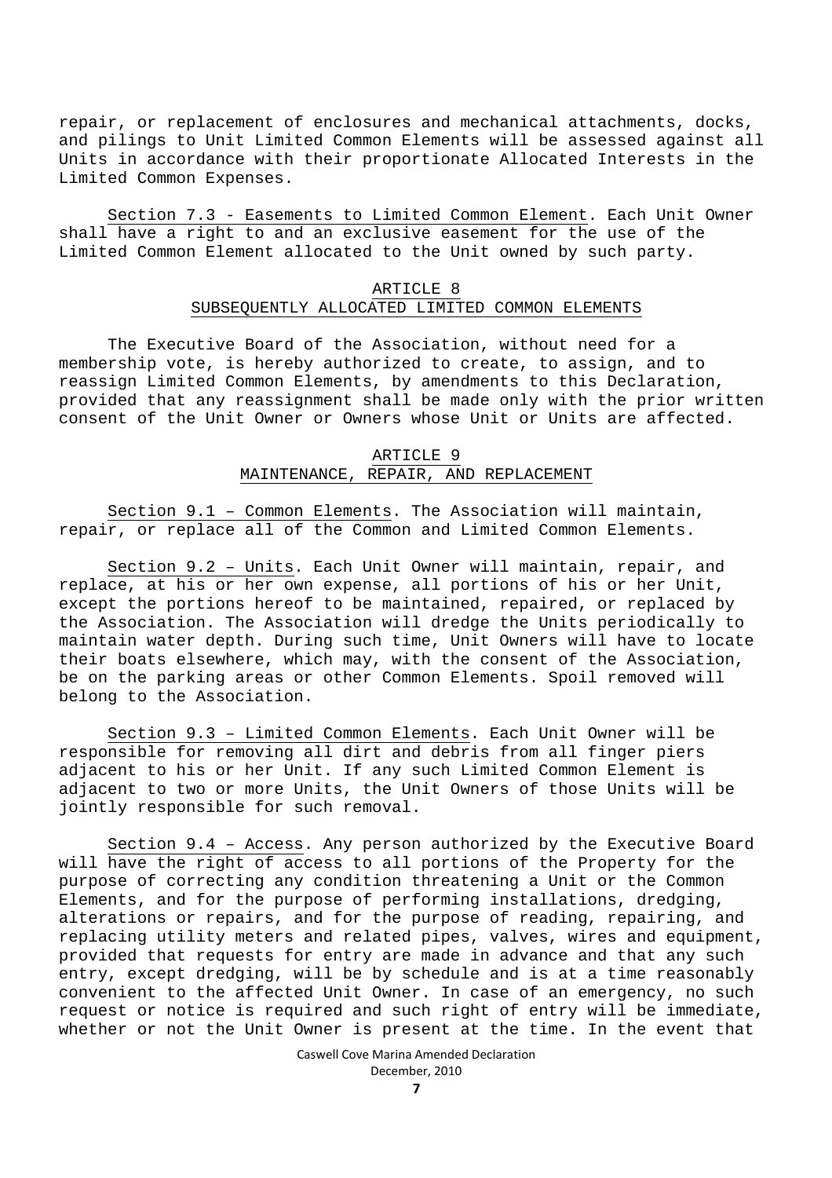repair, or replacement of enclosures and mechanical attachments, docks, and pilings to Unit Limited Common Elements will be assessed against all Units in accordance with their proportionate Allocated Interests in the Limited Common Expenses.

Section 7.3 - Easements to Limited Common Element. Each Unit Owner shall have a right to and an exclusive easement for the use of the Limited Common Element allocated to the Unit owned by such party.

## ARTICLE 8
## SUBSEQUENTLY ALLOCATED LIMITED COMMON ELEMENTS

The Executive Board of the Association, without need for a membership vote, is hereby authorized to create, to assign, and to reassign Limited Common Elements, by amendments to this Declaration, provided that any reassignment shall be made only with the prior written consent of the Unit Owner or Owners whose Unit or Units are affected.

## ARTICLE 9
## MAINTENANCE, REPAIR, AND REPLACEMENT

Section 9.1 – Common Elements. The Association will maintain, repair, or replace all of the Common and Limited Common Elements.

Section 9.2 – Units. Each Unit Owner will maintain, repair, and replace, at his or her own expense, all portions of his or her Unit, except the portions hereof to be maintained, repaired, or replaced by the Association. The Association will dredge the Units periodically to maintain water depth. During such time, Unit Owners will have to locate their boats elsewhere, which may, with the consent of the Association, be on the parking areas or other Common Elements. Spoil removed will belong to the Association.

Section 9.3 – Limited Common Elements. Each Unit Owner will be responsible for removing all dirt and debris from all finger piers adjacent to his or her Unit. If any such Limited Common Element is adjacent to two or more Units, the Unit Owners of those Units will be jointly responsible for such removal.

Section 9.4 – Access. Any person authorized by the Executive Board will have the right of access to all portions of the Property for the purpose of correcting any condition threatening a Unit or the Common Elements, and for the purpose of performing installations, dredging, alterations or repairs, and for the purpose of reading, repairing, and replacing utility meters and related pipes, valves, wires and equipment, provided that requests for entry are made in advance and that any such entry, except dredging, will be by schedule and is at a time reasonably convenient to the affected Unit Owner. In case of an emergency, no such request or notice is required and such right of entry will be immediate, whether or not the Unit Owner is present at the time. In the event that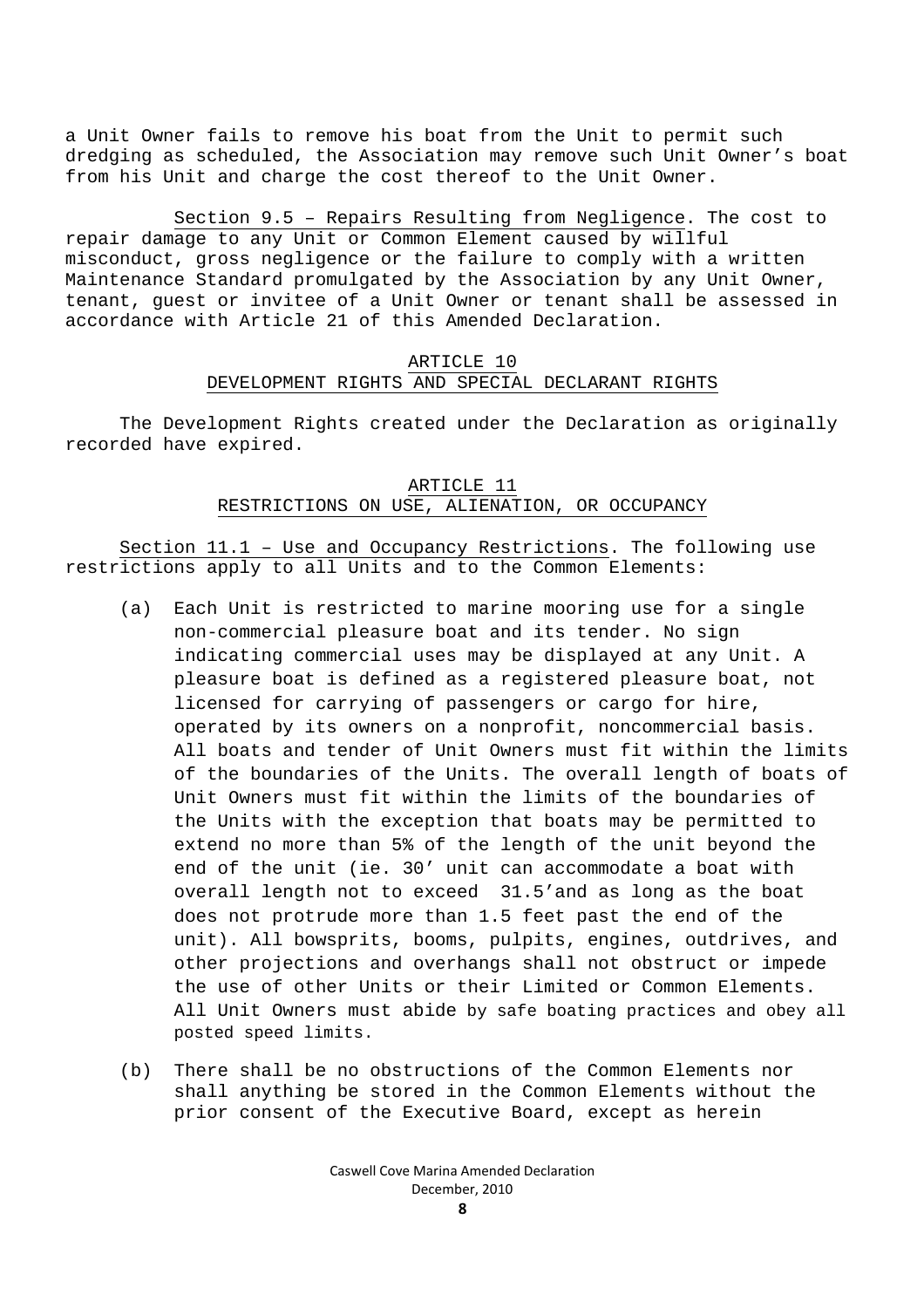a Unit Owner fails to remove his boat from the Unit to permit such dredging as scheduled, the Association may remove such Unit Owner's boat from his Unit and charge the cost thereof to the Unit Owner.

Section 9.5 – Repairs Resulting from Negligence. The cost to repair damage to any Unit or Common Element caused by willful misconduct, gross negligence or the failure to comply with a written Maintenance Standard promulgated by the Association by any Unit Owner, tenant, guest or invitee of a Unit Owner or tenant shall be assessed in accordance with Article 21 of this Amended Declaration.

## ARTICLE 10
## DEVELOPMENT RIGHTS AND SPECIAL DECLARANT RIGHTS

The Development Rights created under the Declaration as originally recorded have expired.

## ARTICLE 11
## RESTRICTIONS ON USE, ALIENATION, OR OCCUPANCY

Section 11.1 – Use and Occupancy Restrictions. The following use restrictions apply to all Units and to the Common Elements:

(a) Each Unit is restricted to marine mooring use for a single non-commercial pleasure boat and its tender. No sign indicating commercial uses may be displayed at any Unit. A pleasure boat is defined as a registered pleasure boat, not licensed for carrying of passengers or cargo for hire, operated by its owners on a nonprofit, noncommercial basis. All boats and tender of Unit Owners must fit within the limits of the boundaries of the Units. The overall length of boats of Unit Owners must fit within the limits of the boundaries of the Units with the exception that boats may be permitted to extend no more than 5% of the length of the unit beyond the end of the unit (ie. 30' unit can accommodate a boat with overall length not to exceed 31.5'and as long as the boat does not protrude more than 1.5 feet past the end of the unit). All bowsprits, booms, pulpits, engines, outdrives, and other projections and overhangs shall not obstruct or impede the use of other Units or their Limited or Common Elements. All Unit Owners must abide by safe boating practices and obey all posted speed limits.

(b) There shall be no obstructions of the Common Elements nor shall anything be stored in the Common Elements without the prior consent of the Executive Board, except as herein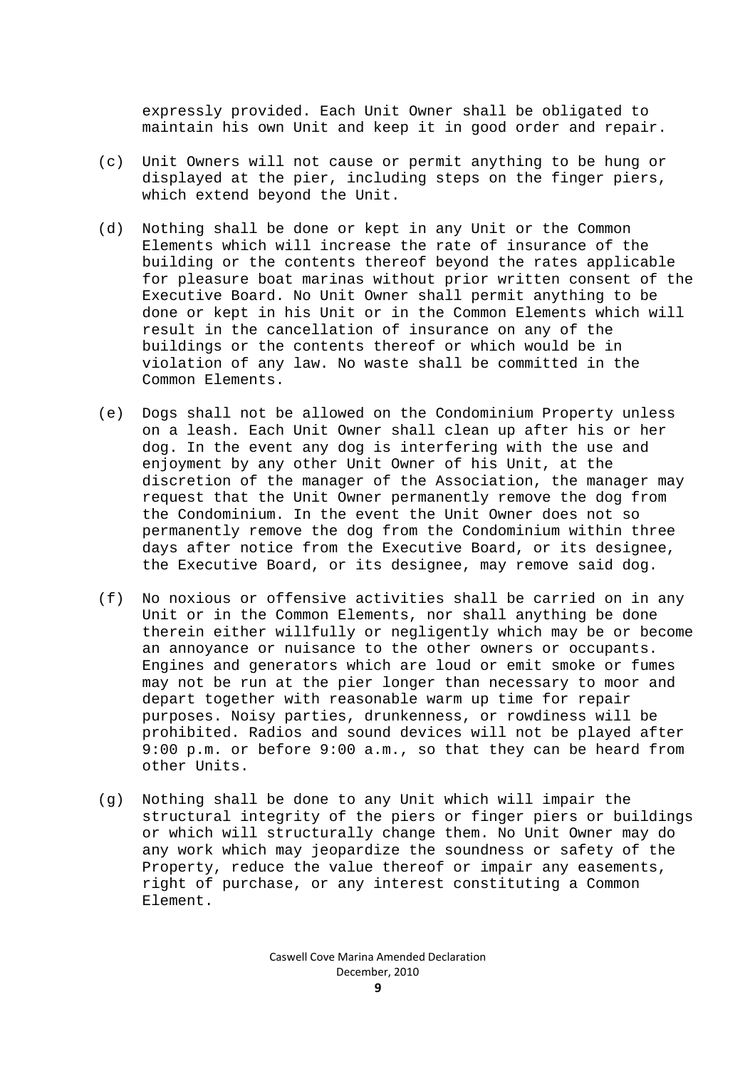expressly provided. Each Unit Owner shall be obligated to maintain his own Unit and keep it in good order and repair.

(c) Unit Owners will not cause or permit anything to be hung or displayed at the pier, including steps on the finger piers, which extend beyond the Unit.

(d) Nothing shall be done or kept in any Unit or the Common Elements which will increase the rate of insurance of the building or the contents thereof beyond the rates applicable for pleasure boat marinas without prior written consent of the Executive Board. No Unit Owner shall permit anything to be done or kept in his Unit or in the Common Elements which will result in the cancellation of insurance on any of the buildings or the contents thereof or which would be in violation of any law. No waste shall be committed in the Common Elements.

(e) Dogs shall not be allowed on the Condominium Property unless on a leash. Each Unit Owner shall clean up after his or her dog. In the event any dog is interfering with the use and enjoyment by any other Unit Owner of his Unit, at the discretion of the manager of the Association, the manager may request that the Unit Owner permanently remove the dog from the Condominium. In the event the Unit Owner does not so permanently remove the dog from the Condominium within three days after notice from the Executive Board, or its designee, the Executive Board, or its designee, may remove said dog.

(f) No noxious or offensive activities shall be carried on in any Unit or in the Common Elements, nor shall anything be done therein either willfully or negligently which may be or become an annoyance or nuisance to the other owners or occupants. Engines and generators which are loud or emit smoke or fumes may not be run at the pier longer than necessary to moor and depart together with reasonable warm up time for repair purposes. Noisy parties, drunkenness, or rowdiness will be prohibited. Radios and sound devices will not be played after 9:00 p.m. or before 9:00 a.m., so that they can be heard from other Units.

(g) Nothing shall be done to any Unit which will impair the structural integrity of the piers or finger piers or buildings or which will structurally change them. No Unit Owner may do any work which may jeopardize the soundness or safety of the Property, reduce the value thereof or impair any easements, right of purchase, or any interest constituting a Common Element.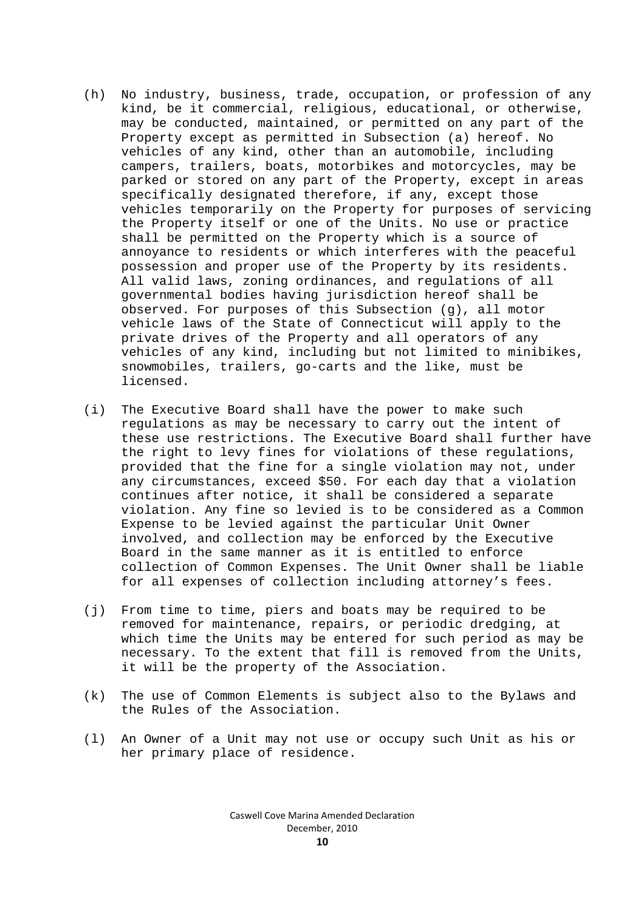(h) No industry, business, trade, occupation, or profession of any kind, be it commercial, religious, educational, or otherwise, may be conducted, maintained, or permitted on any part of the Property except as permitted in Subsection (a) hereof. No vehicles of any kind, other than an automobile, including campers, trailers, boats, motorbikes and motorcycles, may be parked or stored on any part of the Property, except in areas specifically designated therefore, if any, except those vehicles temporarily on the Property for purposes of servicing the Property itself or one of the Units. No use or practice shall be permitted on the Property which is a source of annoyance to residents or which interferes with the peaceful possession and proper use of the Property by its residents. All valid laws, zoning ordinances, and regulations of all governmental bodies having jurisdiction hereof shall be observed. For purposes of this Subsection (g), all motor vehicle laws of the State of Connecticut will apply to the private drives of the Property and all operators of any vehicles of any kind, including but not limited to minibikes, snowmobiles, trailers, go-carts and the like, must be licensed.

(i) The Executive Board shall have the power to make such regulations as may be necessary to carry out the intent of these use restrictions. The Executive Board shall further have the right to levy fines for violations of these regulations, provided that the fine for a single violation may not, under any circumstances, exceed $50. For each day that a violation continues after notice, it shall be considered a separate violation. Any fine so levied is to be considered as a Common Expense to be levied against the particular Unit Owner involved, and collection may be enforced by the Executive Board in the same manner as it is entitled to enforce collection of Common Expenses. The Unit Owner shall be liable for all expenses of collection including attorney's fees.

(j) From time to time, piers and boats may be required to be removed for maintenance, repairs, or periodic dredging, at which time the Units may be entered for such period as may be necessary. To the extent that fill is removed from the Units, it will be the property of the Association.

(k) The use of Common Elements is subject also to the Bylaws and the Rules of the Association.

(l) An Owner of a Unit may not use or occupy such Unit as his or her primary place of residence.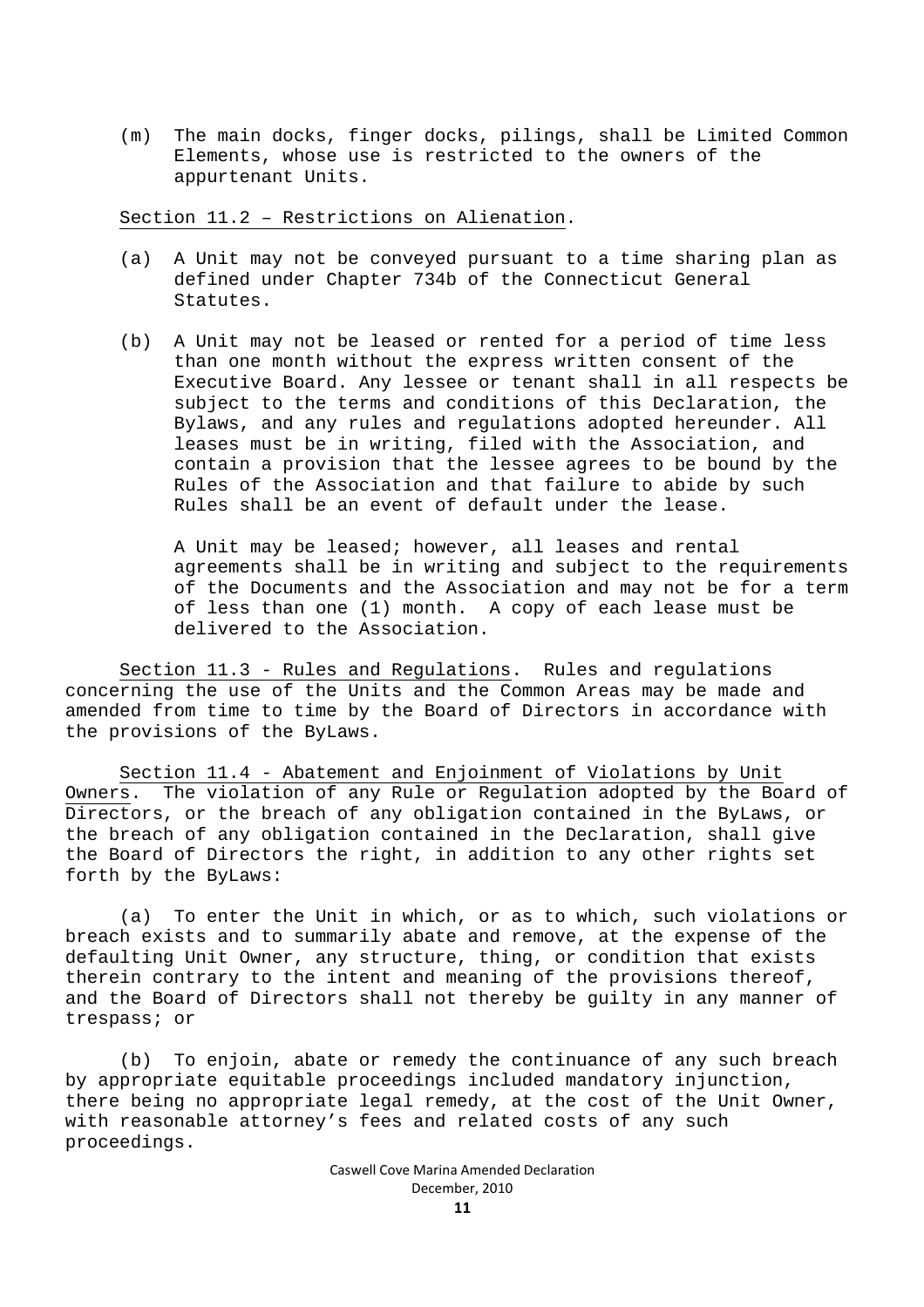(m) The main docks, finger docks, pilings, shall be Limited Common Elements, whose use is restricted to the owners of the appurtenant Units.

<u>Section 11.2 – Restrictions on Alienation</u>.

(a) A Unit may not be conveyed pursuant to a time sharing plan as defined under Chapter 734b of the Connecticut General Statutes.

(b) A Unit may not be leased or rented for a period of time less than one month without the express written consent of the Executive Board. Any lessee or tenant shall in all respects be subject to the terms and conditions of this Declaration, the Bylaws, and any rules and regulations adopted hereunder. All leases must be in writing, filed with the Association, and contain a provision that the lessee agrees to be bound by the Rules of the Association and that failure to abide by such Rules shall be an event of default under the lease.

A Unit may be leased; however, all leases and rental agreements shall be in writing and subject to the requirements of the Documents and the Association and may not be for a term of less than one (1) month. A copy of each lease must be delivered to the Association.

<u>Section 11.3 - Rules and Regulations</u>. Rules and regulations concerning the use of the Units and the Common Areas may be made and amended from time to time by the Board of Directors in accordance with the provisions of the ByLaws.

<u>Section 11.4 - Abatement and Enjoinment of Violations by Unit Owners</u>. The violation of any Rule or Regulation adopted by the Board of Directors, or the breach of any obligation contained in the ByLaws, or the breach of any obligation contained in the Declaration, shall give the Board of Directors the right, in addition to any other rights set forth by the ByLaws:

(a) To enter the Unit in which, or as to which, such violations or breach exists and to summarily abate and remove, at the expense of the defaulting Unit Owner, any structure, thing, or condition that exists therein contrary to the intent and meaning of the provisions thereof, and the Board of Directors shall not thereby be guilty in any manner of trespass; or

(b) To enjoin, abate or remedy the continuance of any such breach by appropriate equitable proceedings included mandatory injunction, there being no appropriate legal remedy, at the cost of the Unit Owner, with reasonable attorney's fees and related costs of any such proceedings.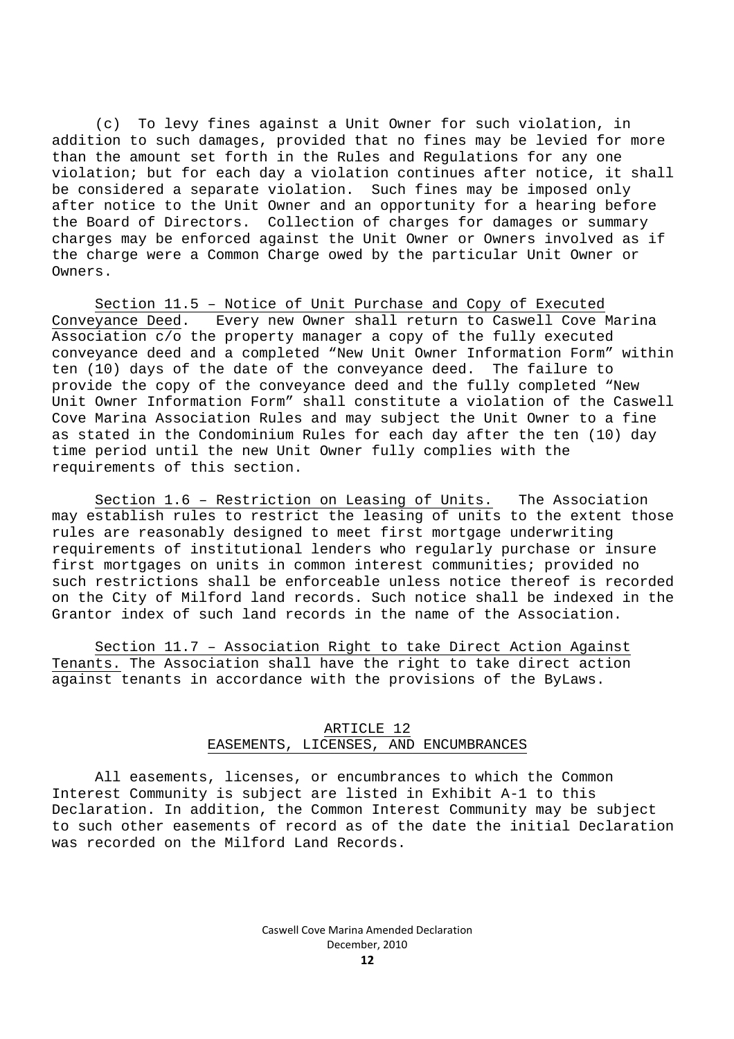(c) To levy fines against a Unit Owner for such violation, in addition to such damages, provided that no fines may be levied for more than the amount set forth in the Rules and Regulations for any one violation; but for each day a violation continues after notice, it shall be considered a separate violation. Such fines may be imposed only after notice to the Unit Owner and an opportunity for a hearing before the Board of Directors. Collection of charges for damages or summary charges may be enforced against the Unit Owner or Owners involved as if the charge were a Common Charge owed by the particular Unit Owner or Owners.

<u>Section 11.5 – Notice of Unit Purchase and Copy of Executed Conveyance Deed</u>. Every new Owner shall return to Caswell Cove Marina Association c/o the property manager a copy of the fully executed conveyance deed and a completed "New Unit Owner Information Form" within ten (10) days of the date of the conveyance deed. The failure to provide the copy of the conveyance deed and the fully completed "New Unit Owner Information Form" shall constitute a violation of the Caswell Cove Marina Association Rules and may subject the Unit Owner to a fine as stated in the Condominium Rules for each day after the ten (10) day time period until the new Unit Owner fully complies with the requirements of this section.

<u>Section 1.6 – Restriction on Leasing of Units.</u> The Association may establish rules to restrict the leasing of units to the extent those rules are reasonably designed to meet first mortgage underwriting requirements of institutional lenders who regularly purchase or insure first mortgages on units in common interest communities; provided no such restrictions shall be enforceable unless notice thereof is recorded on the City of Milford land records. Such notice shall be indexed in the Grantor index of such land records in the name of the Association.

<u>Section 11.7 – Association Right to take Direct Action Against Tenants.</u> The Association shall have the right to take direct action against tenants in accordance with the provisions of the ByLaws.

## ARTICLE 12
## EASEMENTS, LICENSES, AND ENCUMBRANCES

All easements, licenses, or encumbrances to which the Common Interest Community is subject are listed in Exhibit A-1 to this Declaration. In addition, the Common Interest Community may be subject to such other easements of record as of the date the initial Declaration was recorded on the Milford Land Records.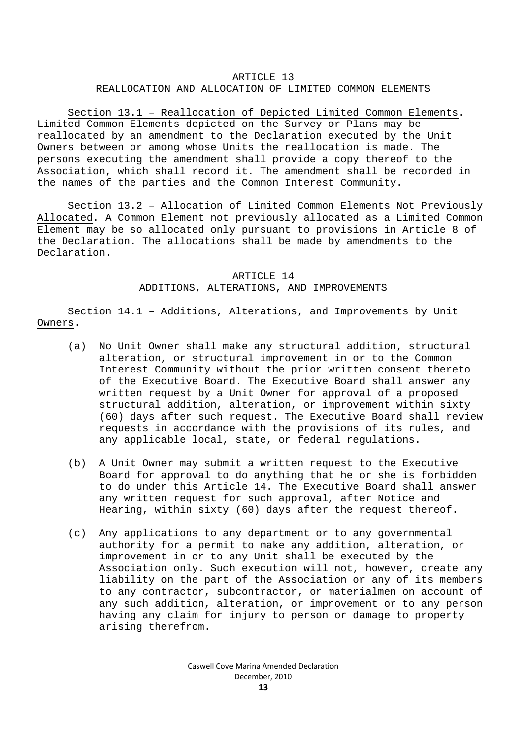## ARTICLE 13
## REALLOCATION AND ALLOCATION OF LIMITED COMMON ELEMENTS

Section 13.1 – Reallocation of Depicted Limited Common Elements. Limited Common Elements depicted on the Survey or Plans may be reallocated by an amendment to the Declaration executed by the Unit Owners between or among whose Units the reallocation is made. The persons executing the amendment shall provide a copy thereof to the Association, which shall record it. The amendment shall be recorded in the names of the parties and the Common Interest Community.

Section 13.2 – Allocation of Limited Common Elements Not Previously Allocated. A Common Element not previously allocated as a Limited Common Element may be so allocated only pursuant to provisions in Article 8 of the Declaration. The allocations shall be made by amendments to the Declaration.

## ARTICLE 14
## ADDITIONS, ALTERATIONS, AND IMPROVEMENTS

Section 14.1 – Additions, Alterations, and Improvements by Unit Owners.

(a) No Unit Owner shall make any structural addition, structural alteration, or structural improvement in or to the Common Interest Community without the prior written consent thereto of the Executive Board. The Executive Board shall answer any written request by a Unit Owner for approval of a proposed structural addition, alteration, or improvement within sixty (60) days after such request. The Executive Board shall review requests in accordance with the provisions of its rules, and any applicable local, state, or federal regulations.

(b) A Unit Owner may submit a written request to the Executive Board for approval to do anything that he or she is forbidden to do under this Article 14. The Executive Board shall answer any written request for such approval, after Notice and Hearing, within sixty (60) days after the request thereof.

(c) Any applications to any department or to any governmental authority for a permit to make any addition, alteration, or improvement in or to any Unit shall be executed by the Association only. Such execution will not, however, create any liability on the part of the Association or any of its members to any contractor, subcontractor, or materialmen on account of any such addition, alteration, or improvement or to any person having any claim for injury to person or damage to property arising therefrom.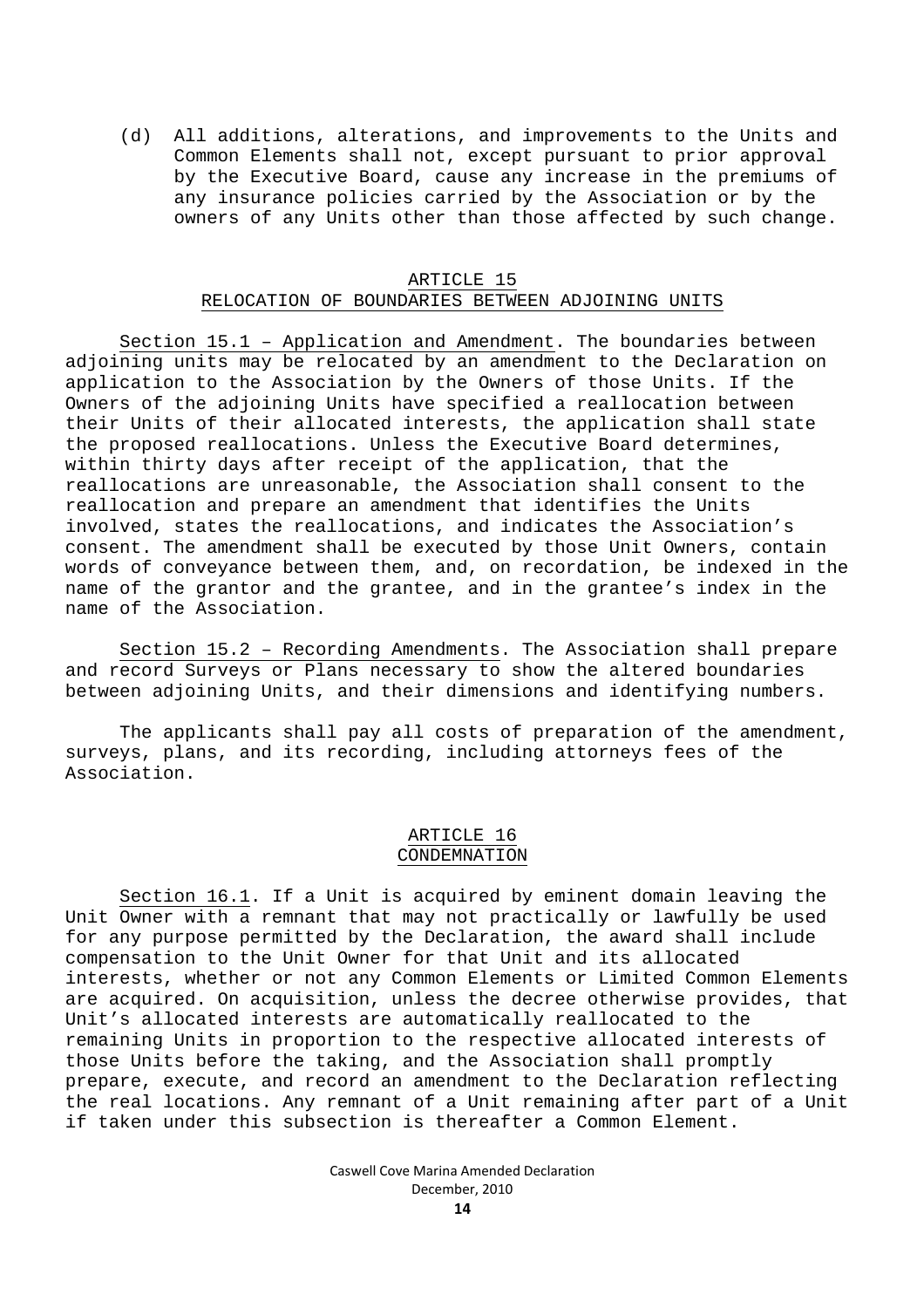(d) All additions, alterations, and improvements to the Units and Common Elements shall not, except pursuant to prior approval by the Executive Board, cause any increase in the premiums of any insurance policies carried by the Association or by the owners of any Units other than those affected by such change.

## ARTICLE 15
## RELOCATION OF BOUNDARIES BETWEEN ADJOINING UNITS

Section 15.1 – Application and Amendment. The boundaries between adjoining units may be relocated by an amendment to the Declaration on application to the Association by the Owners of those Units. If the Owners of the adjoining Units have specified a reallocation between their Units of their allocated interests, the application shall state the proposed reallocations. Unless the Executive Board determines, within thirty days after receipt of the application, that the reallocations are unreasonable, the Association shall consent to the reallocation and prepare an amendment that identifies the Units involved, states the reallocations, and indicates the Association's consent. The amendment shall be executed by those Unit Owners, contain words of conveyance between them, and, on recordation, be indexed in the name of the grantor and the grantee, and in the grantee's index in the name of the Association.

Section 15.2 – Recording Amendments. The Association shall prepare and record Surveys or Plans necessary to show the altered boundaries between adjoining Units, and their dimensions and identifying numbers.

The applicants shall pay all costs of preparation of the amendment, surveys, plans, and its recording, including attorneys fees of the Association.

## ARTICLE 16
## CONDEMNATION

Section 16.1. If a Unit is acquired by eminent domain leaving the Unit Owner with a remnant that may not practically or lawfully be used for any purpose permitted by the Declaration, the award shall include compensation to the Unit Owner for that Unit and its allocated interests, whether or not any Common Elements or Limited Common Elements are acquired. On acquisition, unless the decree otherwise provides, that Unit's allocated interests are automatically reallocated to the remaining Units in proportion to the respective allocated interests of those Units before the taking, and the Association shall promptly prepare, execute, and record an amendment to the Declaration reflecting the real locations. Any remnant of a Unit remaining after part of a Unit if taken under this subsection is thereafter a Common Element.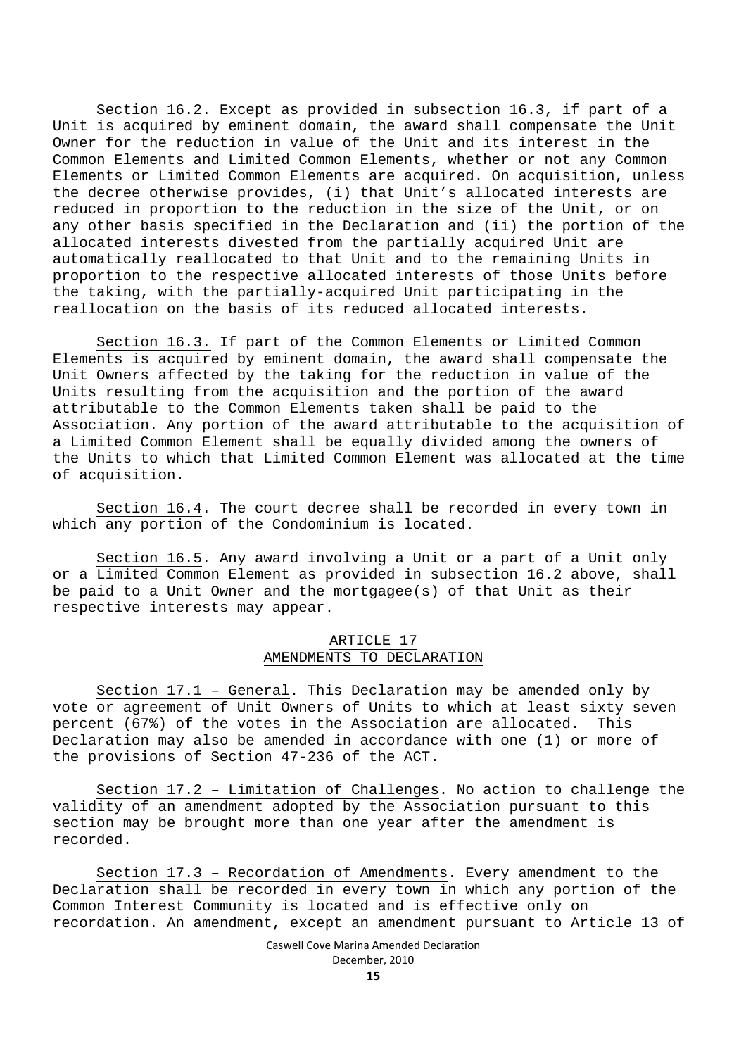Section 16.2. Except as provided in subsection 16.3, if part of a Unit is acquired by eminent domain, the award shall compensate the Unit Owner for the reduction in value of the Unit and its interest in the Common Elements and Limited Common Elements, whether or not any Common Elements or Limited Common Elements are acquired. On acquisition, unless the decree otherwise provides, (i) that Unit's allocated interests are reduced in proportion to the reduction in the size of the Unit, or on any other basis specified in the Declaration and (ii) the portion of the allocated interests divested from the partially acquired Unit are automatically reallocated to that Unit and to the remaining Units in proportion to the respective allocated interests of those Units before the taking, with the partially-acquired Unit participating in the reallocation on the basis of its reduced allocated interests.

Section 16.3. If part of the Common Elements or Limited Common Elements is acquired by eminent domain, the award shall compensate the Unit Owners affected by the taking for the reduction in value of the Units resulting from the acquisition and the portion of the award attributable to the Common Elements taken shall be paid to the Association. Any portion of the award attributable to the acquisition of a Limited Common Element shall be equally divided among the owners of the Units to which that Limited Common Element was allocated at the time of acquisition.

Section 16.4. The court decree shall be recorded in every town in which any portion of the Condominium is located.

Section 16.5. Any award involving a Unit or a part of a Unit only or a Limited Common Element as provided in subsection 16.2 above, shall be paid to a Unit Owner and the mortgagee(s) of that Unit as their respective interests may appear.

## ARTICLE 17
## AMENDMENTS TO DECLARATION

Section 17.1 – General. This Declaration may be amended only by vote or agreement of Unit Owners of Units to which at least sixty seven percent (67%) of the votes in the Association are allocated. This Declaration may also be amended in accordance with one (1) or more of the provisions of Section 47-236 of the ACT.

Section 17.2 – Limitation of Challenges. No action to challenge the validity of an amendment adopted by the Association pursuant to this section may be brought more than one year after the amendment is recorded.

Section 17.3 – Recordation of Amendments. Every amendment to the Declaration shall be recorded in every town in which any portion of the Common Interest Community is located and is effective only on recordation. An amendment, except an amendment pursuant to Article 13 of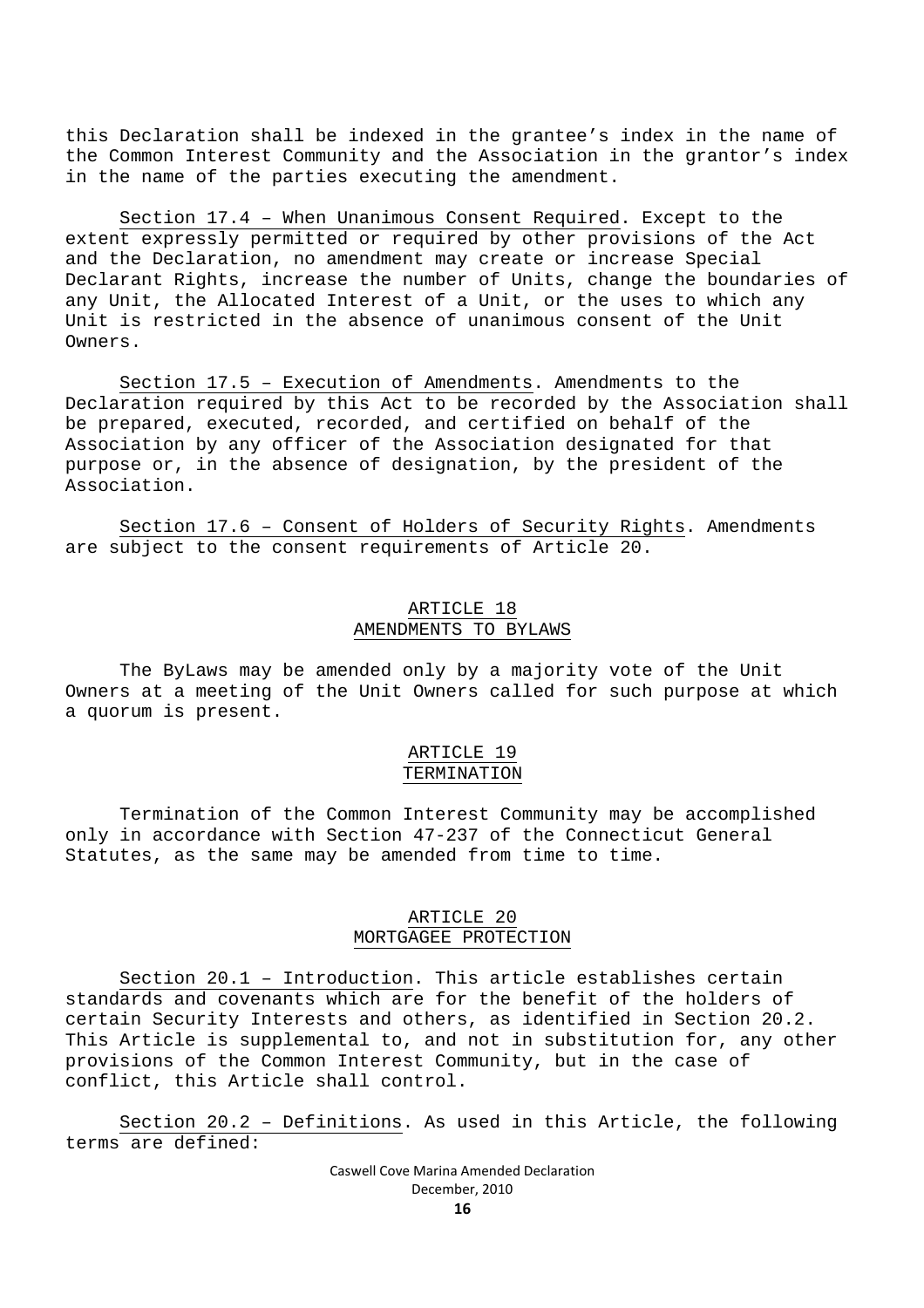this Declaration shall be indexed in the grantee's index in the name of the Common Interest Community and the Association in the grantor's index in the name of the parties executing the amendment.

Section 17.4 – When Unanimous Consent Required. Except to the extent expressly permitted or required by other provisions of the Act and the Declaration, no amendment may create or increase Special Declarant Rights, increase the number of Units, change the boundaries of any Unit, the Allocated Interest of a Unit, or the uses to which any Unit is restricted in the absence of unanimous consent of the Unit Owners.

Section 17.5 – Execution of Amendments. Amendments to the Declaration required by this Act to be recorded by the Association shall be prepared, executed, recorded, and certified on behalf of the Association by any officer of the Association designated for that purpose or, in the absence of designation, by the president of the Association.

Section 17.6 – Consent of Holders of Security Rights. Amendments are subject to the consent requirements of Article 20.

## ARTICLE 18
## AMENDMENTS TO BYLAWS

The ByLaws may be amended only by a majority vote of the Unit Owners at a meeting of the Unit Owners called for such purpose at which a quorum is present.

## ARTICLE 19
## TERMINATION

Termination of the Common Interest Community may be accomplished only in accordance with Section 47-237 of the Connecticut General Statutes, as the same may be amended from time to time.

## ARTICLE 20
## MORTGAGEE PROTECTION

Section 20.1 – Introduction. This article establishes certain standards and covenants which are for the benefit of the holders of certain Security Interests and others, as identified in Section 20.2. This Article is supplemental to, and not in substitution for, any other provisions of the Common Interest Community, but in the case of conflict, this Article shall control.

Section 20.2 – Definitions. As used in this Article, the following terms are defined: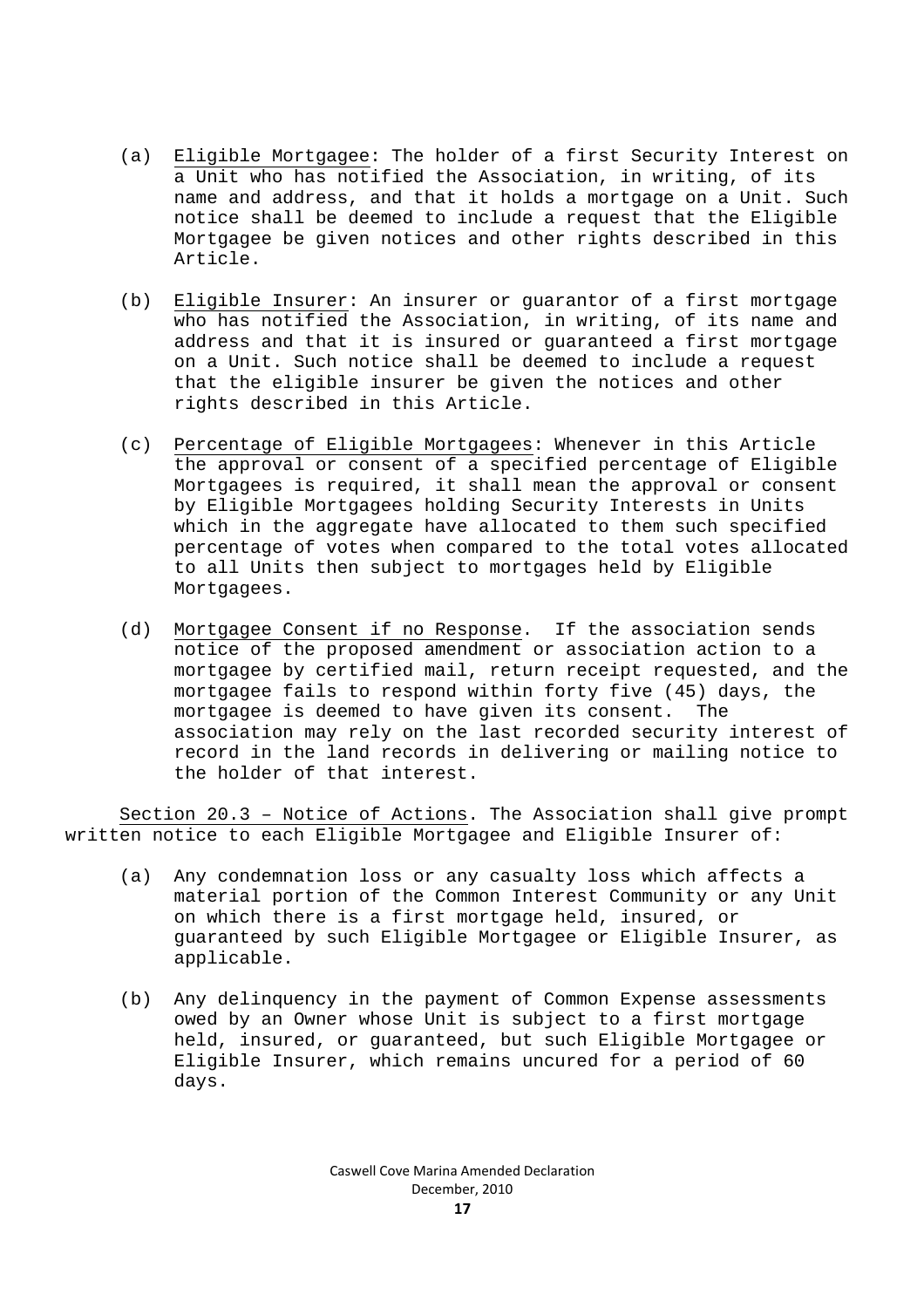(a) Eligible Mortgagee: The holder of a first Security Interest on a Unit who has notified the Association, in writing, of its name and address, and that it holds a mortgage on a Unit. Such notice shall be deemed to include a request that the Eligible Mortgagee be given notices and other rights described in this Article.

(b) Eligible Insurer: An insurer or guarantor of a first mortgage who has notified the Association, in writing, of its name and address and that it is insured or guaranteed a first mortgage on a Unit. Such notice shall be deemed to include a request that the eligible insurer be given the notices and other rights described in this Article.

(c) Percentage of Eligible Mortgagees: Whenever in this Article the approval or consent of a specified percentage of Eligible Mortgagees is required, it shall mean the approval or consent by Eligible Mortgagees holding Security Interests in Units which in the aggregate have allocated to them such specified percentage of votes when compared to the total votes allocated to all Units then subject to mortgages held by Eligible Mortgagees.

(d) Mortgagee Consent if no Response. If the association sends notice of the proposed amendment or association action to a mortgagee by certified mail, return receipt requested, and the mortgagee fails to respond within forty five (45) days, the mortgagee is deemed to have given its consent. The association may rely on the last recorded security interest of record in the land records in delivering or mailing notice to the holder of that interest.

Section 20.3 – Notice of Actions. The Association shall give prompt written notice to each Eligible Mortgagee and Eligible Insurer of:

(a) Any condemnation loss or any casualty loss which affects a material portion of the Common Interest Community or any Unit on which there is a first mortgage held, insured, or guaranteed by such Eligible Mortgagee or Eligible Insurer, as applicable.

(b) Any delinquency in the payment of Common Expense assessments owed by an Owner whose Unit is subject to a first mortgage held, insured, or guaranteed, but such Eligible Mortgagee or Eligible Insurer, which remains uncured for a period of 60 days.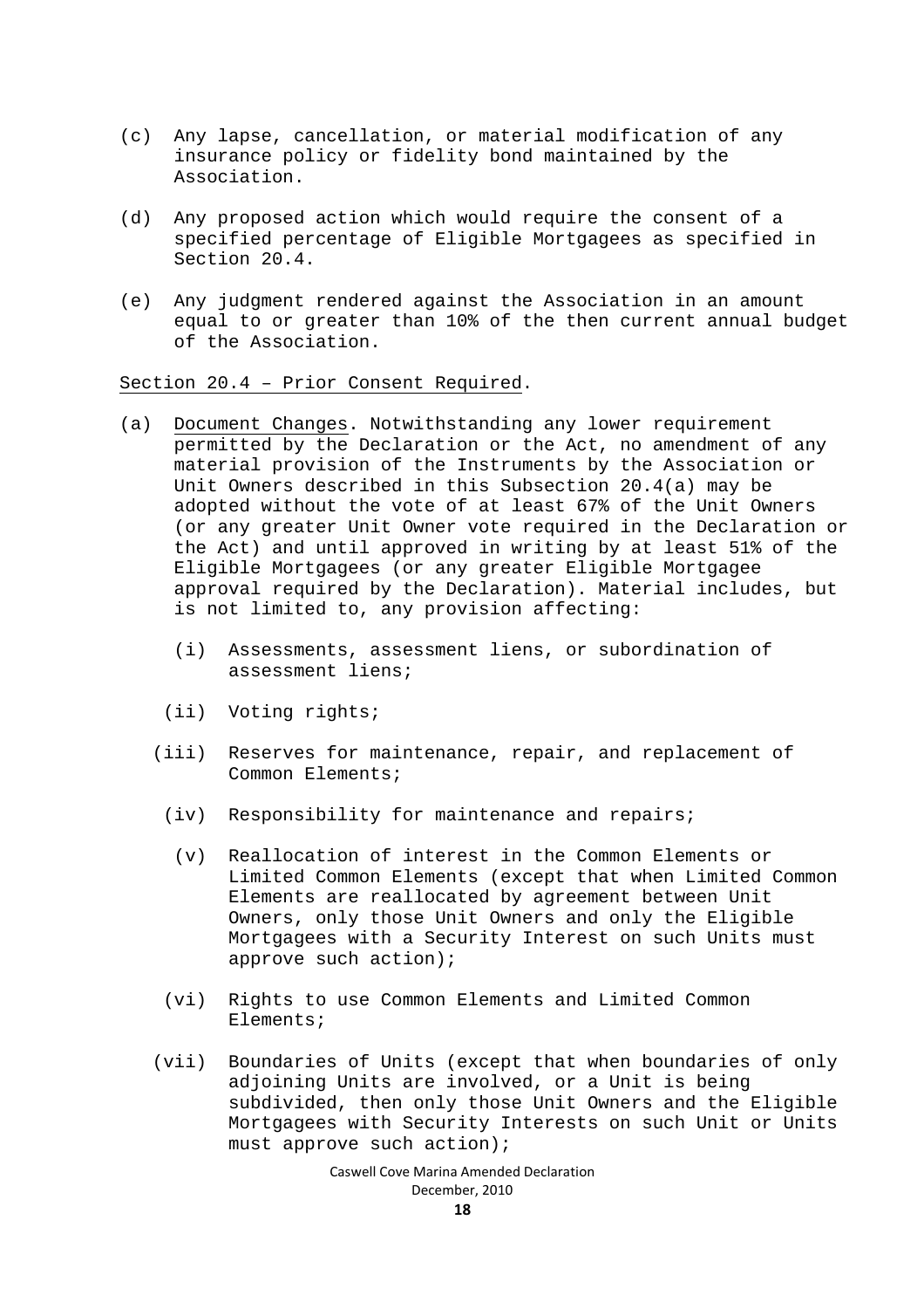(c) Any lapse, cancellation, or material modification of any insurance policy or fidelity bond maintained by the Association.

(d) Any proposed action which would require the consent of a specified percentage of Eligible Mortgagees as specified in Section 20.4.

(e) Any judgment rendered against the Association in an amount equal to or greater than 10% of the then current annual budget of the Association.

Section 20.4 – Prior Consent Required.

(a) Document Changes. Notwithstanding any lower requirement permitted by the Declaration or the Act, no amendment of any material provision of the Instruments by the Association or Unit Owners described in this Subsection 20.4(a) may be adopted without the vote of at least 67% of the Unit Owners (or any greater Unit Owner vote required in the Declaration or the Act) and until approved in writing by at least 51% of the Eligible Mortgagees (or any greater Eligible Mortgagee approval required by the Declaration). Material includes, but is not limited to, any provision affecting:

(i) Assessments, assessment liens, or subordination of assessment liens;

(ii) Voting rights;

(iii) Reserves for maintenance, repair, and replacement of Common Elements;

(iv) Responsibility for maintenance and repairs;

(v) Reallocation of interest in the Common Elements or Limited Common Elements (except that when Limited Common Elements are reallocated by agreement between Unit Owners, only those Unit Owners and only the Eligible Mortgagees with a Security Interest on such Units must approve such action);

(vi) Rights to use Common Elements and Limited Common Elements;

(vii) Boundaries of Units (except that when boundaries of only adjoining Units are involved, or a Unit is being subdivided, then only those Unit Owners and the Eligible Mortgagees with Security Interests on such Unit or Units must approve such action);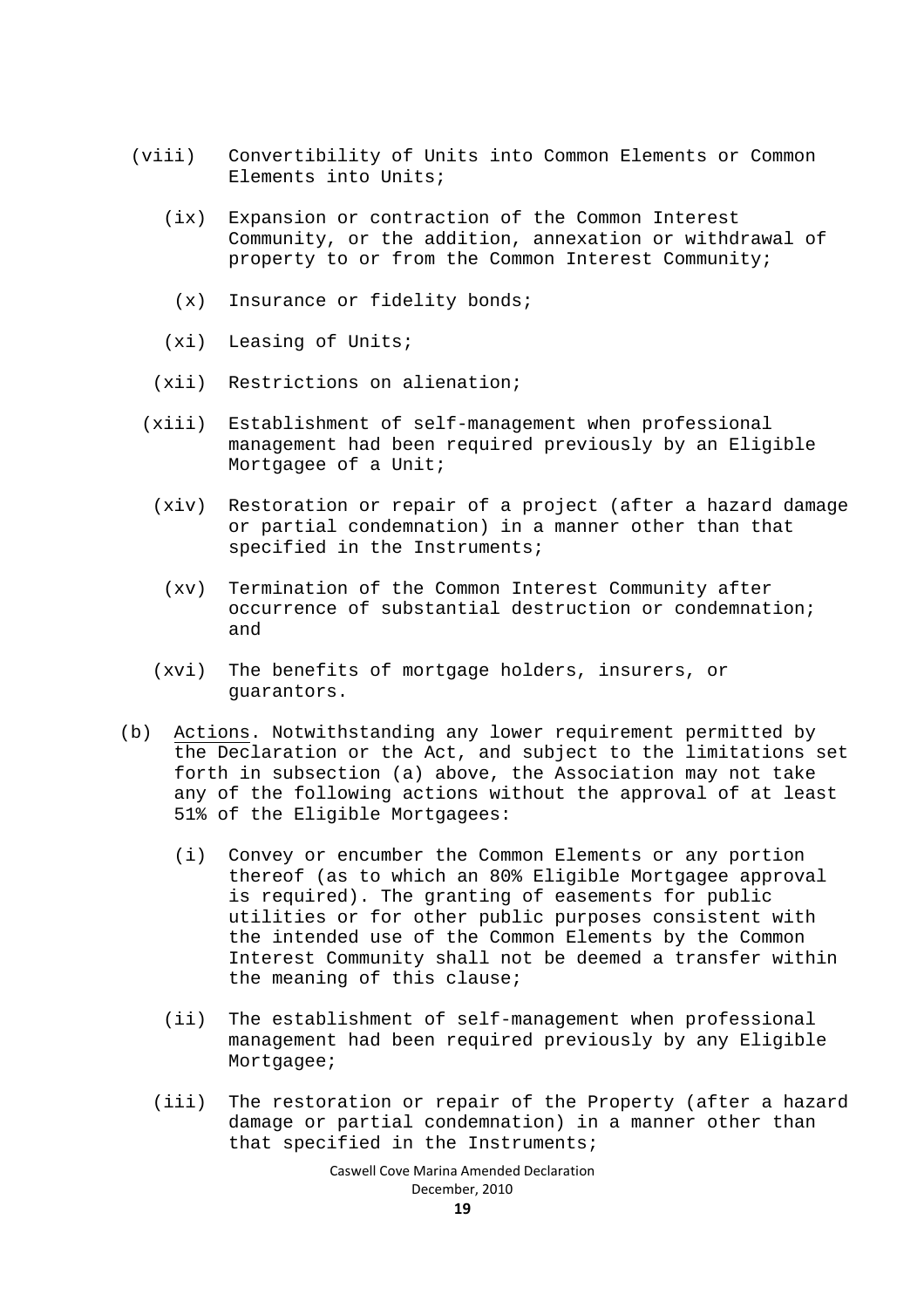(viii) Convertibility of Units into Common Elements or Common Elements into Units;

(ix) Expansion or contraction of the Common Interest Community, or the addition, annexation or withdrawal of property to or from the Common Interest Community;

(x) Insurance or fidelity bonds;

(xi) Leasing of Units;

(xii) Restrictions on alienation;

(xiii) Establishment of self-management when professional management had been required previously by an Eligible Mortgagee of a Unit;

(xiv) Restoration or repair of a project (after a hazard damage or partial condemnation) in a manner other than that specified in the Instruments;

(xv) Termination of the Common Interest Community after occurrence of substantial destruction or condemnation; and

(xvi) The benefits of mortgage holders, insurers, or guarantors.

(b) Actions. Notwithstanding any lower requirement permitted by the Declaration or the Act, and subject to the limitations set forth in subsection (a) above, the Association may not take any of the following actions without the approval of at least 51% of the Eligible Mortgagees:

(i) Convey or encumber the Common Elements or any portion thereof (as to which an 80% Eligible Mortgagee approval is required). The granting of easements for public utilities or for other public purposes consistent with the intended use of the Common Elements by the Common Interest Community shall not be deemed a transfer within the meaning of this clause;

(ii) The establishment of self-management when professional management had been required previously by any Eligible Mortgagee;

(iii) The restoration or repair of the Property (after a hazard damage or partial condemnation) in a manner other than that specified in the Instruments;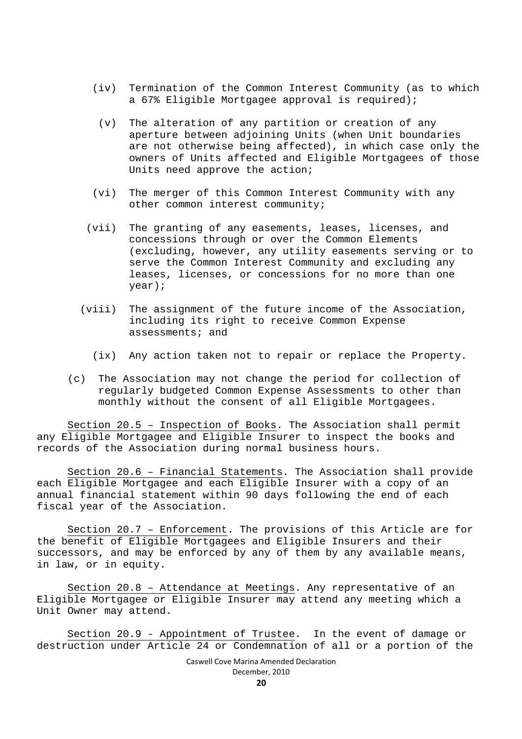(iv) Termination of the Common Interest Community (as to which a 67% Eligible Mortgagee approval is required);

(v) The alteration of any partition or creation of any aperture between adjoining Units (when Unit boundaries are not otherwise being affected), in which case only the owners of Units affected and Eligible Mortgagees of those Units need approve the action;

(vi) The merger of this Common Interest Community with any other common interest community;

(vii) The granting of any easements, leases, licenses, and concessions through or over the Common Elements (excluding, however, any utility easements serving or to serve the Common Interest Community and excluding any leases, licenses, or concessions for no more than one year);

(viii) The assignment of the future income of the Association, including its right to receive Common Expense assessments; and

(ix) Any action taken not to repair or replace the Property.

(c) The Association may not change the period for collection of regularly budgeted Common Expense Assessments to other than monthly without the consent of all Eligible Mortgagees.

<u>Section 20.5 – Inspection of Books</u>. The Association shall permit any Eligible Mortgagee and Eligible Insurer to inspect the books and records of the Association during normal business hours.

<u>Section 20.6 – Financial Statements</u>. The Association shall provide each Eligible Mortgagee and each Eligible Insurer with a copy of an annual financial statement within 90 days following the end of each fiscal year of the Association.

<u>Section 20.7 – Enforcement</u>. The provisions of this Article are for the benefit of Eligible Mortgagees and Eligible Insurers and their successors, and may be enforced by any of them by any available means, in law, or in equity.

<u>Section 20.8 – Attendance at Meetings</u>. Any representative of an Eligible Mortgagee or Eligible Insurer may attend any meeting which a Unit Owner may attend.

<u>Section 20.9 - Appointment of Trustee</u>. In the event of damage or destruction under Article 24 or Condemnation of all or a portion of the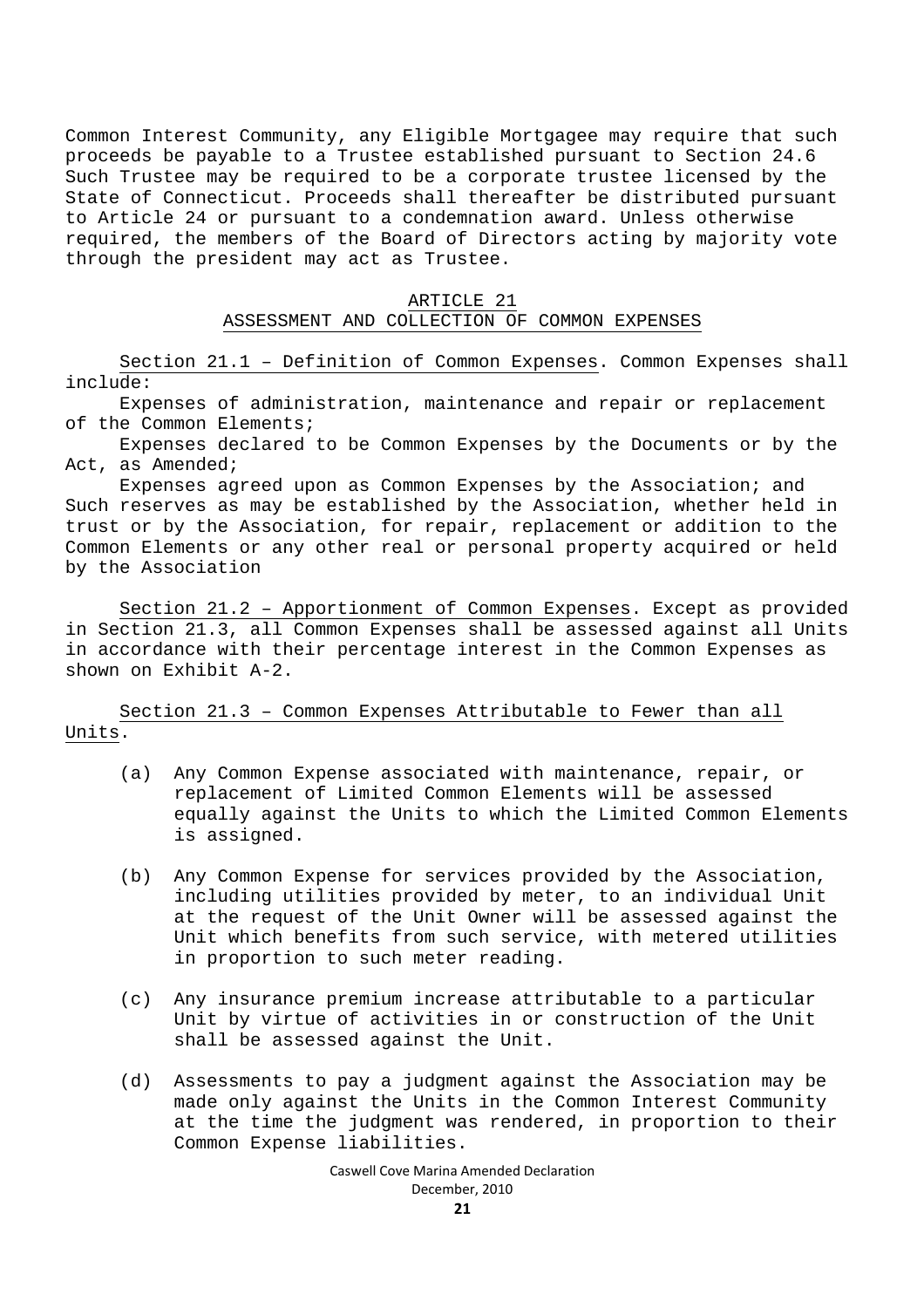Common Interest Community, any Eligible Mortgagee may require that such proceeds be payable to a Trustee established pursuant to Section 24.6 Such Trustee may be required to be a corporate trustee licensed by the State of Connecticut. Proceeds shall thereafter be distributed pursuant to Article 24 or pursuant to a condemnation award. Unless otherwise required, the members of the Board of Directors acting by majority vote through the president may act as Trustee.

## ARTICLE 21
## ASSESSMENT AND COLLECTION OF COMMON EXPENSES

Section 21.1 – Definition of Common Expenses. Common Expenses shall include:

Expenses of administration, maintenance and repair or replacement of the Common Elements;

Expenses declared to be Common Expenses by the Documents or by the Act, as Amended;

Expenses agreed upon as Common Expenses by the Association; and Such reserves as may be established by the Association, whether held in trust or by the Association, for repair, replacement or addition to the Common Elements or any other real or personal property acquired or held by the Association

Section 21.2 – Apportionment of Common Expenses. Except as provided in Section 21.3, all Common Expenses shall be assessed against all Units in accordance with their percentage interest in the Common Expenses as shown on Exhibit A-2.

Section 21.3 – Common Expenses Attributable to Fewer than all Units.

(a) Any Common Expense associated with maintenance, repair, or replacement of Limited Common Elements will be assessed equally against the Units to which the Limited Common Elements is assigned.

(b) Any Common Expense for services provided by the Association, including utilities provided by meter, to an individual Unit at the request of the Unit Owner will be assessed against the Unit which benefits from such service, with metered utilities in proportion to such meter reading.

(c) Any insurance premium increase attributable to a particular Unit by virtue of activities in or construction of the Unit shall be assessed against the Unit.

(d) Assessments to pay a judgment against the Association may be made only against the Units in the Common Interest Community at the time the judgment was rendered, in proportion to their Common Expense liabilities.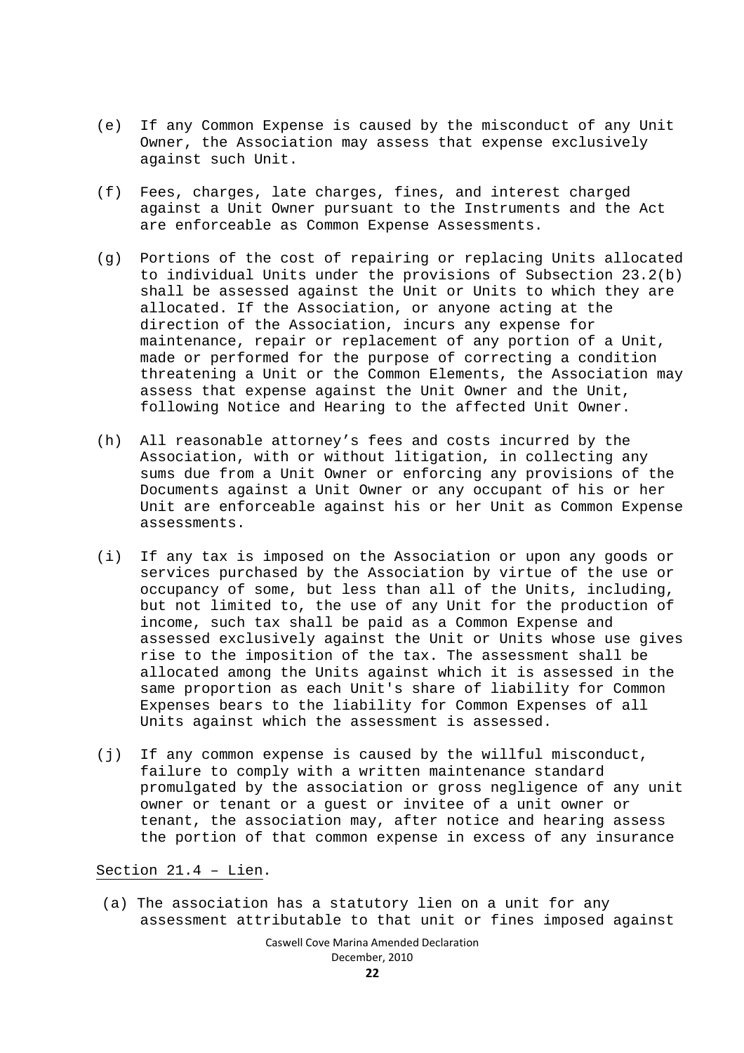(e) If any Common Expense is caused by the misconduct of any Unit Owner, the Association may assess that expense exclusively against such Unit.

(f) Fees, charges, late charges, fines, and interest charged against a Unit Owner pursuant to the Instruments and the Act are enforceable as Common Expense Assessments.

(g) Portions of the cost of repairing or replacing Units allocated to individual Units under the provisions of Subsection 23.2(b) shall be assessed against the Unit or Units to which they are allocated. If the Association, or anyone acting at the direction of the Association, incurs any expense for maintenance, repair or replacement of any portion of a Unit, made or performed for the purpose of correcting a condition threatening a Unit or the Common Elements, the Association may assess that expense against the Unit Owner and the Unit, following Notice and Hearing to the affected Unit Owner.

(h) All reasonable attorney's fees and costs incurred by the Association, with or without litigation, in collecting any sums due from a Unit Owner or enforcing any provisions of the Documents against a Unit Owner or any occupant of his or her Unit are enforceable against his or her Unit as Common Expense assessments.

(i) If any tax is imposed on the Association or upon any goods or services purchased by the Association by virtue of the use or occupancy of some, but less than all of the Units, including, but not limited to, the use of any Unit for the production of income, such tax shall be paid as a Common Expense and assessed exclusively against the Unit or Units whose use gives rise to the imposition of the tax. The assessment shall be allocated among the Units against which it is assessed in the same proportion as each Unit's share of liability for Common Expenses bears to the liability for Common Expenses of all Units against which the assessment is assessed.

(j) If any common expense is caused by the willful misconduct, failure to comply with a written maintenance standard promulgated by the association or gross negligence of any unit owner or tenant or a guest or invitee of a unit owner or tenant, the association may, after notice and hearing assess the portion of that common expense in excess of any insurance

Section 21.4 – Lien.

(a) The association has a statutory lien on a unit for any assessment attributable to that unit or fines imposed against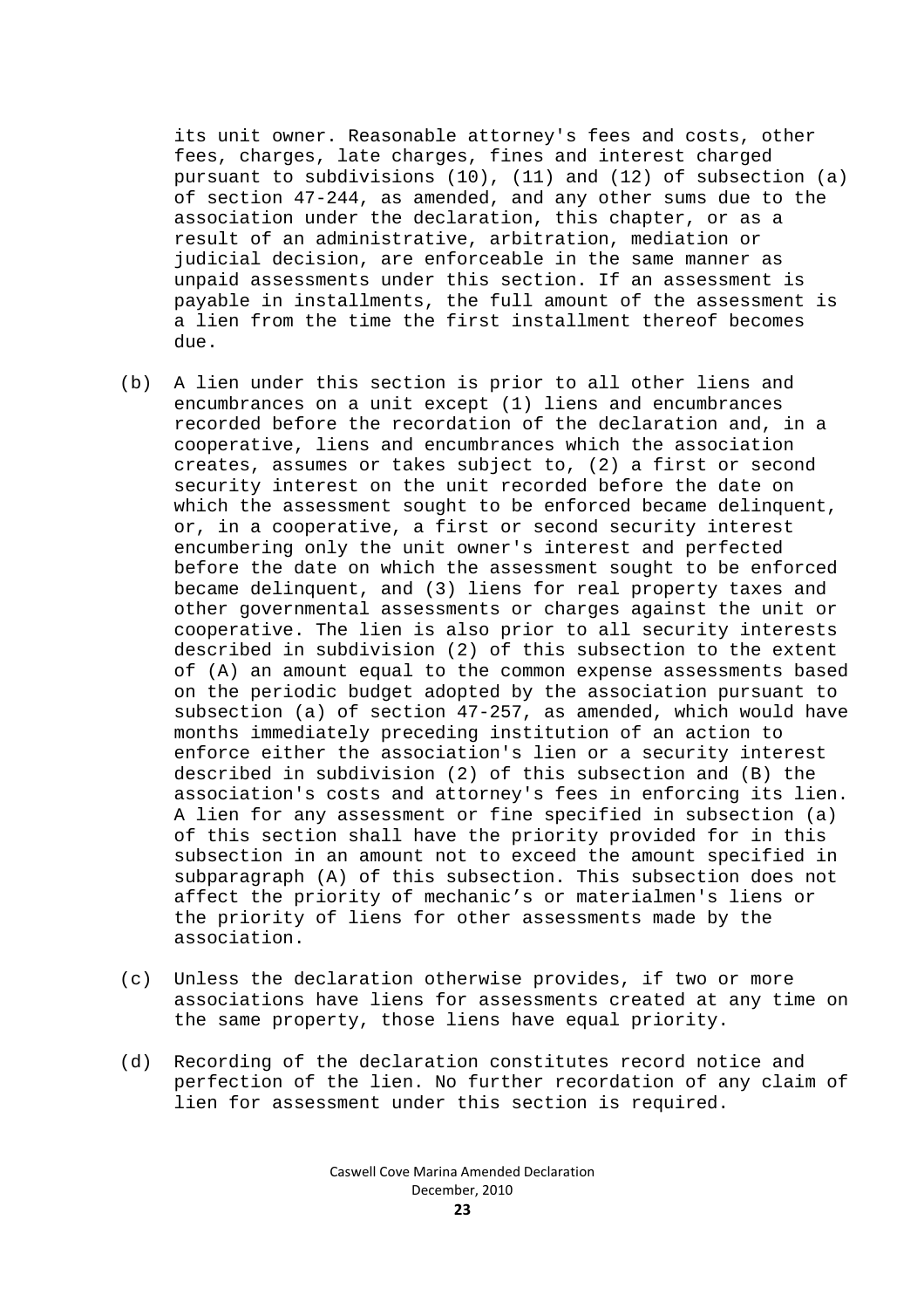its unit owner. Reasonable attorney's fees and costs, other fees, charges, late charges, fines and interest charged pursuant to subdivisions (10), (11) and (12) of subsection (a) of section 47-244, as amended, and any other sums due to the association under the declaration, this chapter, or as a result of an administrative, arbitration, mediation or judicial decision, are enforceable in the same manner as unpaid assessments under this section. If an assessment is payable in installments, the full amount of the assessment is a lien from the time the first installment thereof becomes due.

(b) A lien under this section is prior to all other liens and encumbrances on a unit except (1) liens and encumbrances recorded before the recordation of the declaration and, in a cooperative, liens and encumbrances which the association creates, assumes or takes subject to, (2) a first or second security interest on the unit recorded before the date on which the assessment sought to be enforced became delinquent, or, in a cooperative, a first or second security interest encumbering only the unit owner's interest and perfected before the date on which the assessment sought to be enforced became delinquent, and (3) liens for real property taxes and other governmental assessments or charges against the unit or cooperative. The lien is also prior to all security interests described in subdivision (2) of this subsection to the extent of (A) an amount equal to the common expense assessments based on the periodic budget adopted by the association pursuant to subsection (a) of section 47-257, as amended, which would have months immediately preceding institution of an action to enforce either the association's lien or a security interest described in subdivision (2) of this subsection and (B) the association's costs and attorney's fees in enforcing its lien. A lien for any assessment or fine specified in subsection (a) of this section shall have the priority provided for in this subsection in an amount not to exceed the amount specified in subparagraph (A) of this subsection. This subsection does not affect the priority of mechanic’s or materialmen's liens or the priority of liens for other assessments made by the association.

(c) Unless the declaration otherwise provides, if two or more associations have liens for assessments created at any time on the same property, those liens have equal priority.

(d) Recording of the declaration constitutes record notice and perfection of the lien. No further recordation of any claim of lien for assessment under this section is required.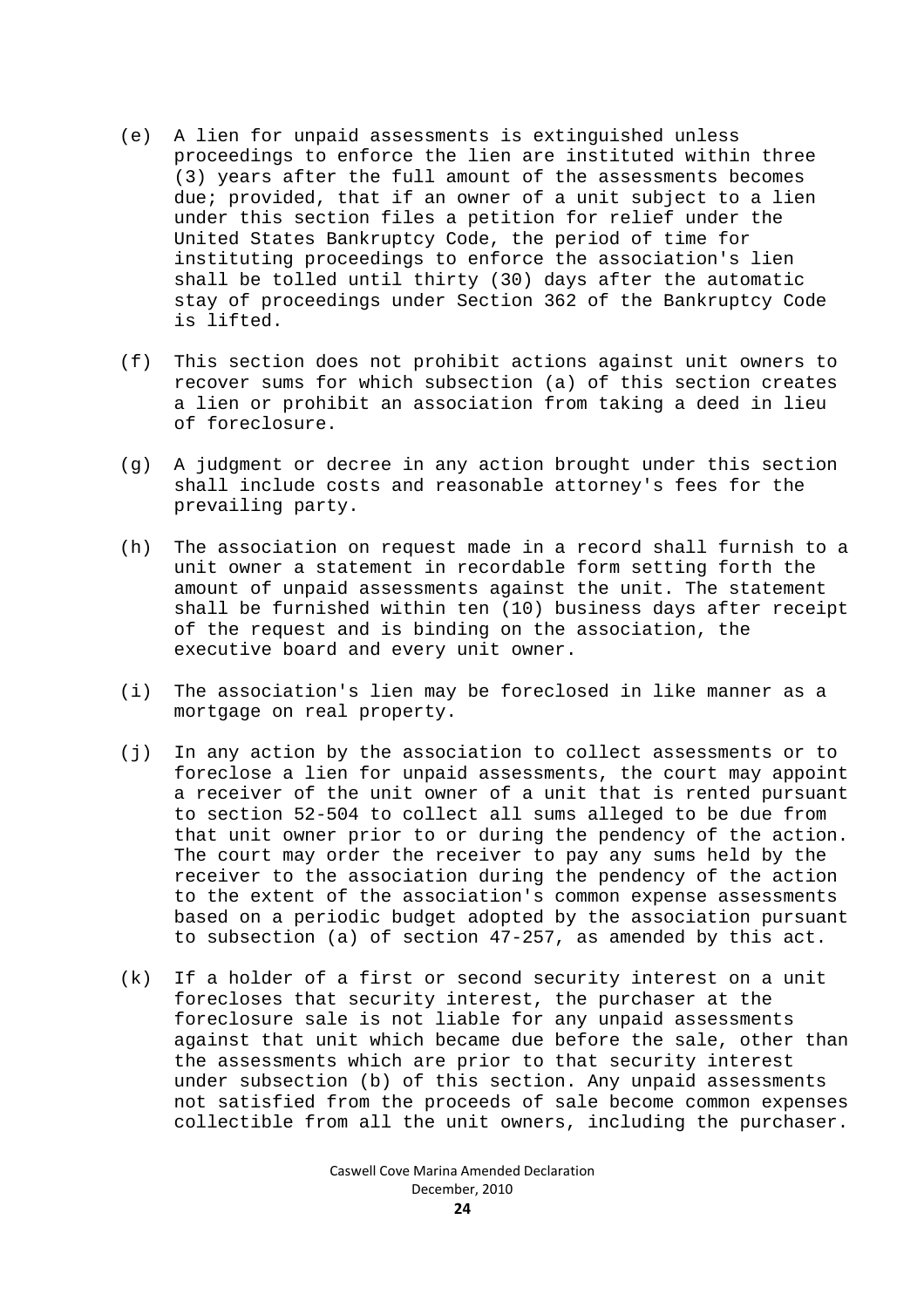(e) A lien for unpaid assessments is extinguished unless proceedings to enforce the lien are instituted within three (3) years after the full amount of the assessments becomes due; provided, that if an owner of a unit subject to a lien under this section files a petition for relief under the United States Bankruptcy Code, the period of time for instituting proceedings to enforce the association's lien shall be tolled until thirty (30) days after the automatic stay of proceedings under Section 362 of the Bankruptcy Code is lifted.

(f) This section does not prohibit actions against unit owners to recover sums for which subsection (a) of this section creates a lien or prohibit an association from taking a deed in lieu of foreclosure.

(g) A judgment or decree in any action brought under this section shall include costs and reasonable attorney's fees for the prevailing party.

(h) The association on request made in a record shall furnish to a unit owner a statement in recordable form setting forth the amount of unpaid assessments against the unit. The statement shall be furnished within ten (10) business days after receipt of the request and is binding on the association, the executive board and every unit owner.

(i) The association's lien may be foreclosed in like manner as a mortgage on real property.

(j) In any action by the association to collect assessments or to foreclose a lien for unpaid assessments, the court may appoint a receiver of the unit owner of a unit that is rented pursuant to section 52-504 to collect all sums alleged to be due from that unit owner prior to or during the pendency of the action. The court may order the receiver to pay any sums held by the receiver to the association during the pendency of the action to the extent of the association's common expense assessments based on a periodic budget adopted by the association pursuant to subsection (a) of section 47-257, as amended by this act.

(k) If a holder of a first or second security interest on a unit forecloses that security interest, the purchaser at the foreclosure sale is not liable for any unpaid assessments against that unit which became due before the sale, other than the assessments which are prior to that security interest under subsection (b) of this section. Any unpaid assessments not satisfied from the proceeds of sale become common expenses collectible from all the unit owners, including the purchaser.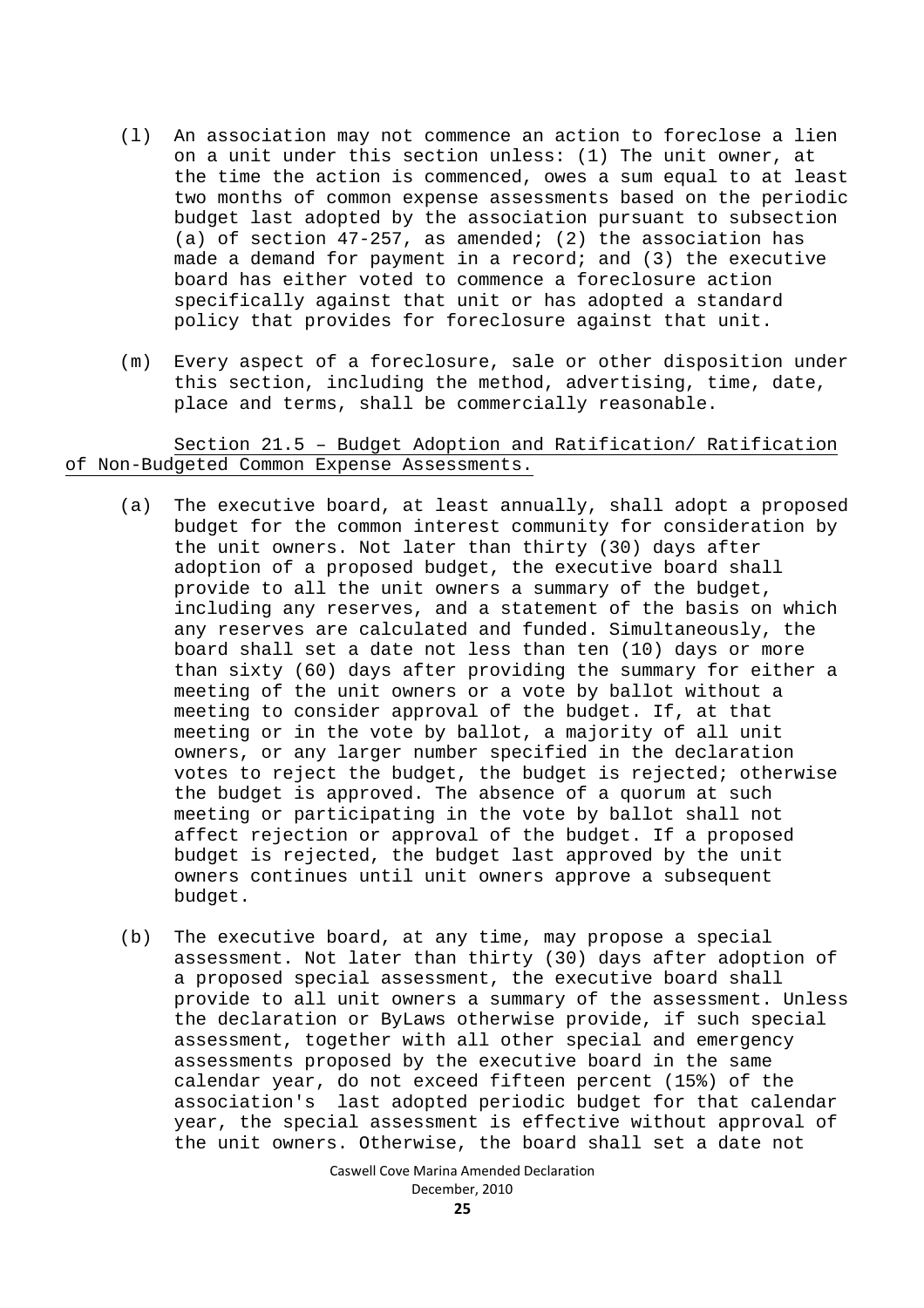(l) An association may not commence an action to foreclose a lien on a unit under this section unless: (1) The unit owner, at the time the action is commenced, owes a sum equal to at least two months of common expense assessments based on the periodic budget last adopted by the association pursuant to subsection (a) of section 47-257, as amended; (2) the association has made a demand for payment in a record; and (3) the executive board has either voted to commence a foreclosure action specifically against that unit or has adopted a standard policy that provides for foreclosure against that unit.

(m) Every aspect of a foreclosure, sale or other disposition under this section, including the method, advertising, time, date, place and terms, shall be commercially reasonable.

<u>Section 21.5 – Budget Adoption and Ratification/ Ratification of Non-Budgeted Common Expense Assessments.</u>

(a) The executive board, at least annually, shall adopt a proposed budget for the common interest community for consideration by the unit owners. Not later than thirty (30) days after adoption of a proposed budget, the executive board shall provide to all the unit owners a summary of the budget, including any reserves, and a statement of the basis on which any reserves are calculated and funded. Simultaneously, the board shall set a date not less than ten (10) days or more than sixty (60) days after providing the summary for either a meeting of the unit owners or a vote by ballot without a meeting to consider approval of the budget. If, at that meeting or in the vote by ballot, a majority of all unit owners, or any larger number specified in the declaration votes to reject the budget, the budget is rejected; otherwise the budget is approved. The absence of a quorum at such meeting or participating in the vote by ballot shall not affect rejection or approval of the budget. If a proposed budget is rejected, the budget last approved by the unit owners continues until unit owners approve a subsequent budget.

(b) The executive board, at any time, may propose a special assessment. Not later than thirty (30) days after adoption of a proposed special assessment, the executive board shall provide to all unit owners a summary of the assessment. Unless the declaration or ByLaws otherwise provide, if such special assessment, together with all other special and emergency assessments proposed by the executive board in the same calendar year, do not exceed fifteen percent (15%) of the association's last adopted periodic budget for that calendar year, the special assessment is effective without approval of the unit owners. Otherwise, the board shall set a date not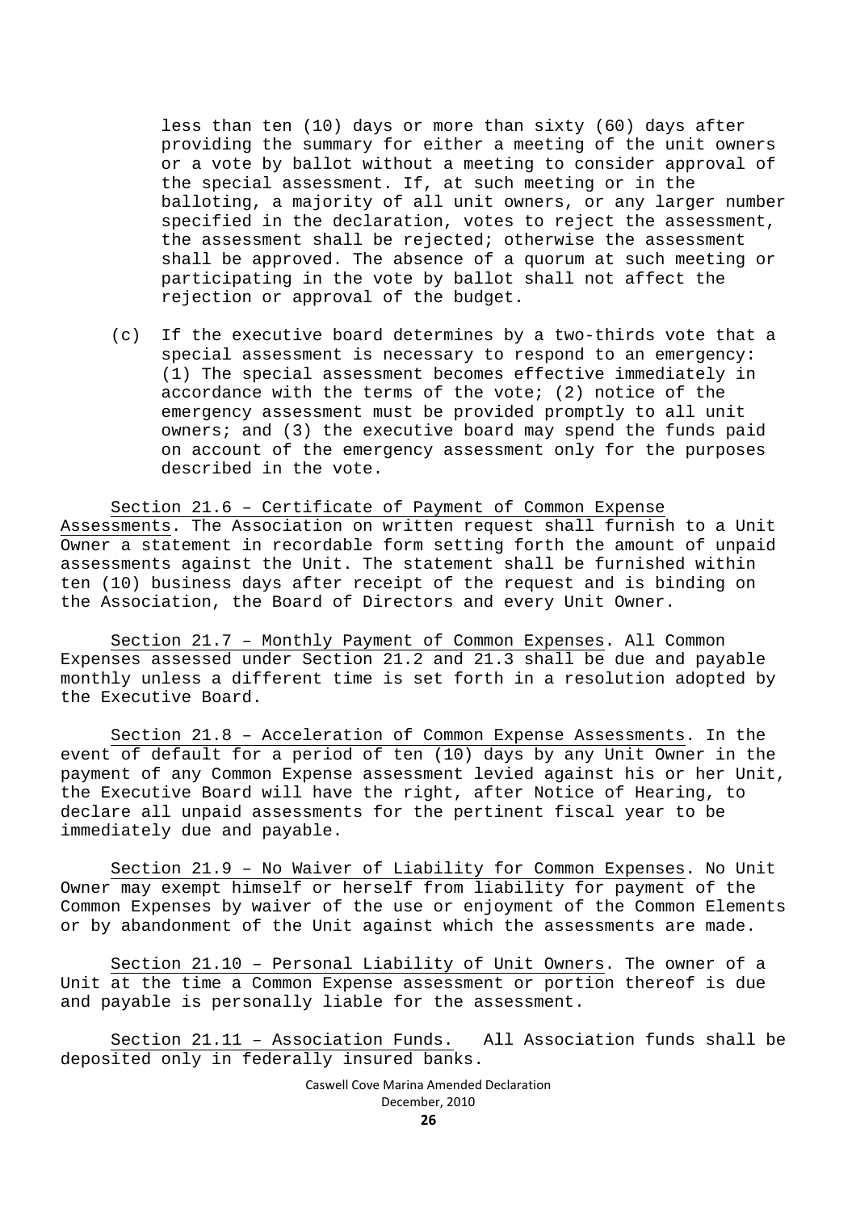less than ten (10) days or more than sixty (60) days after providing the summary for either a meeting of the unit owners or a vote by ballot without a meeting to consider approval of the special assessment. If, at such meeting or in the balloting, a majority of all unit owners, or any larger number specified in the declaration, votes to reject the assessment, the assessment shall be rejected; otherwise the assessment shall be approved. The absence of a quorum at such meeting or participating in the vote by ballot shall not affect the rejection or approval of the budget.

(c) If the executive board determines by a two-thirds vote that a special assessment is necessary to respond to an emergency: (1) The special assessment becomes effective immediately in accordance with the terms of the vote; (2) notice of the emergency assessment must be provided promptly to all unit owners; and (3) the executive board may spend the funds paid on account of the emergency assessment only for the purposes described in the vote.

<u>Section 21.6 – Certificate of Payment of Common Expense Assessments</u>. The Association on written request shall furnish to a Unit Owner a statement in recordable form setting forth the amount of unpaid assessments against the Unit. The statement shall be furnished within ten (10) business days after receipt of the request and is binding on the Association, the Board of Directors and every Unit Owner.

<u>Section 21.7 – Monthly Payment of Common Expenses</u>. All Common Expenses assessed under Section 21.2 and 21.3 shall be due and payable monthly unless a different time is set forth in a resolution adopted by the Executive Board.

<u>Section 21.8 – Acceleration of Common Expense Assessments</u>. In the event of default for a period of ten (10) days by any Unit Owner in the payment of any Common Expense assessment levied against his or her Unit, the Executive Board will have the right, after Notice of Hearing, to declare all unpaid assessments for the pertinent fiscal year to be immediately due and payable.

<u>Section 21.9 – No Waiver of Liability for Common Expenses</u>. No Unit Owner may exempt himself or herself from liability for payment of the Common Expenses by waiver of the use or enjoyment of the Common Elements or by abandonment of the Unit against which the assessments are made.

<u>Section 21.10 – Personal Liability of Unit Owners</u>. The owner of a Unit at the time a Common Expense assessment or portion thereof is due and payable is personally liable for the assessment.

<u>Section 21.11 – Association Funds.</u> All Association funds shall be deposited only in federally insured banks.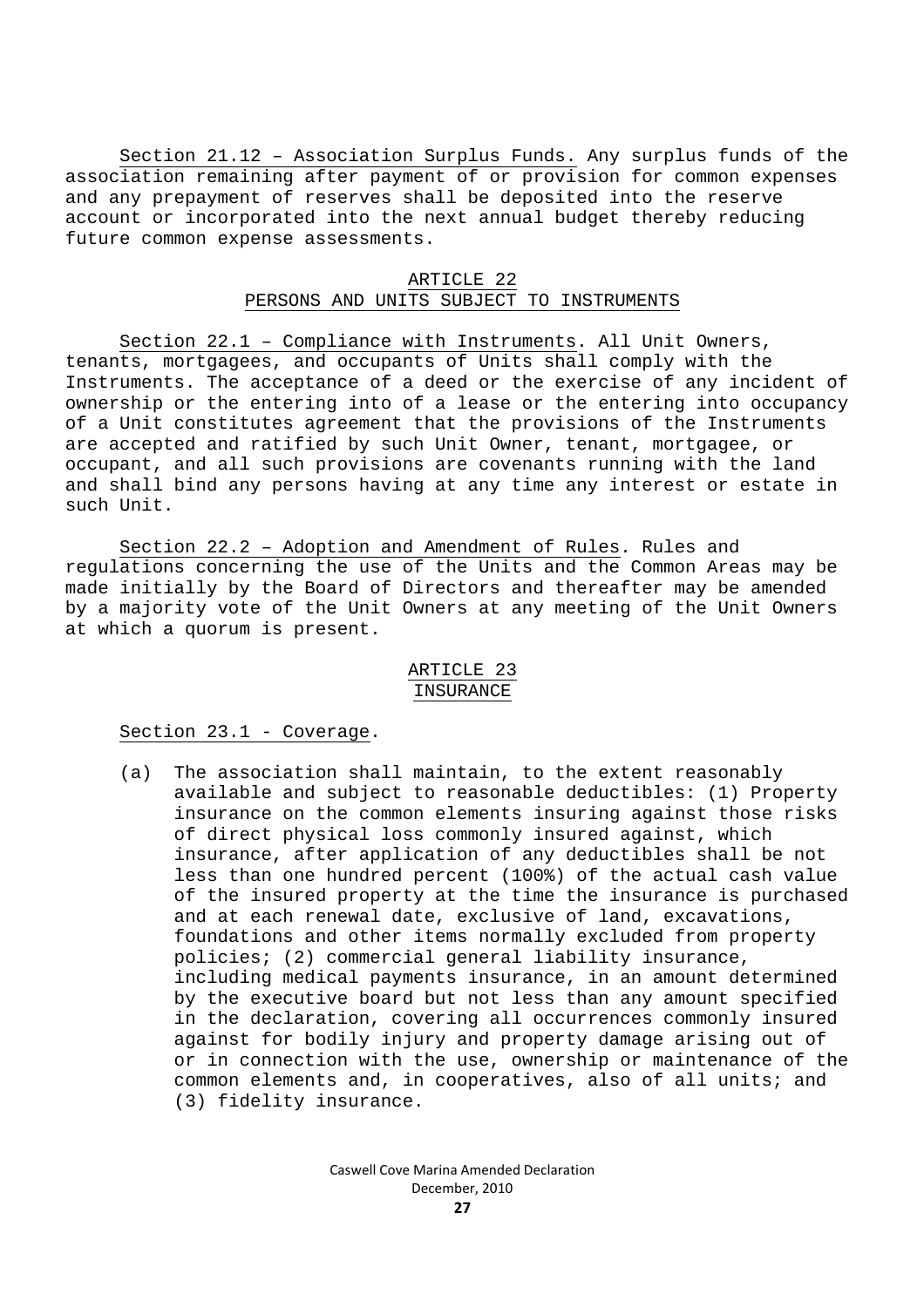Section 21.12 – Association Surplus Funds. Any surplus funds of the association remaining after payment of or provision for common expenses and any prepayment of reserves shall be deposited into the reserve account or incorporated into the next annual budget thereby reducing future common expense assessments.

## ARTICLE 22
## PERSONS AND UNITS SUBJECT TO INSTRUMENTS

Section 22.1 – Compliance with Instruments. All Unit Owners, tenants, mortgagees, and occupants of Units shall comply with the Instruments. The acceptance of a deed or the exercise of any incident of ownership or the entering into of a lease or the entering into occupancy of a Unit constitutes agreement that the provisions of the Instruments are accepted and ratified by such Unit Owner, tenant, mortgagee, or occupant, and all such provisions are covenants running with the land and shall bind any persons having at any time any interest or estate in such Unit.

Section 22.2 – Adoption and Amendment of Rules. Rules and regulations concerning the use of the Units and the Common Areas may be made initially by the Board of Directors and thereafter may be amended by a majority vote of the Unit Owners at any meeting of the Unit Owners at which a quorum is present.

## ARTICLE 23
## INSURANCE

Section 23.1 - Coverage.

(a) The association shall maintain, to the extent reasonably available and subject to reasonable deductibles: (1) Property insurance on the common elements insuring against those risks of direct physical loss commonly insured against, which insurance, after application of any deductibles shall be not less than one hundred percent (100%) of the actual cash value of the insured property at the time the insurance is purchased and at each renewal date, exclusive of land, excavations, foundations and other items normally excluded from property policies; (2) commercial general liability insurance, including medical payments insurance, in an amount determined by the executive board but not less than any amount specified in the declaration, covering all occurrences commonly insured against for bodily injury and property damage arising out of or in connection with the use, ownership or maintenance of the common elements and, in cooperatives, also of all units; and (3) fidelity insurance.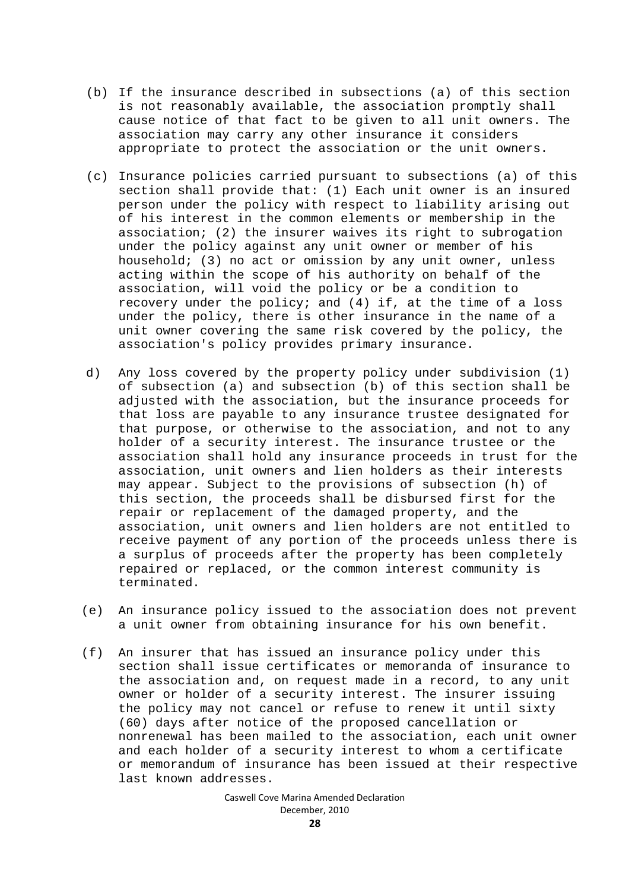(b) If the insurance described in subsections (a) of this section is not reasonably available, the association promptly shall cause notice of that fact to be given to all unit owners. The association may carry any other insurance it considers appropriate to protect the association or the unit owners.

(c) Insurance policies carried pursuant to subsections (a) of this section shall provide that: (1) Each unit owner is an insured person under the policy with respect to liability arising out of his interest in the common elements or membership in the association; (2) the insurer waives its right to subrogation under the policy against any unit owner or member of his household; (3) no act or omission by any unit owner, unless acting within the scope of his authority on behalf of the association, will void the policy or be a condition to recovery under the policy; and (4) if, at the time of a loss under the policy, there is other insurance in the name of a unit owner covering the same risk covered by the policy, the association's policy provides primary insurance.

d) Any loss covered by the property policy under subdivision (1) of subsection (a) and subsection (b) of this section shall be adjusted with the association, but the insurance proceeds for that loss are payable to any insurance trustee designated for that purpose, or otherwise to the association, and not to any holder of a security interest. The insurance trustee or the association shall hold any insurance proceeds in trust for the association, unit owners and lien holders as their interests may appear. Subject to the provisions of subsection (h) of this section, the proceeds shall be disbursed first for the repair or replacement of the damaged property, and the association, unit owners and lien holders are not entitled to receive payment of any portion of the proceeds unless there is a surplus of proceeds after the property has been completely repaired or replaced, or the common interest community is terminated.

(e) An insurance policy issued to the association does not prevent a unit owner from obtaining insurance for his own benefit.

(f) An insurer that has issued an insurance policy under this section shall issue certificates or memoranda of insurance to the association and, on request made in a record, to any unit owner or holder of a security interest. The insurer issuing the policy may not cancel or refuse to renew it until sixty (60) days after notice of the proposed cancellation or nonrenewal has been mailed to the association, each unit owner and each holder of a security interest to whom a certificate or memorandum of insurance has been issued at their respective last known addresses.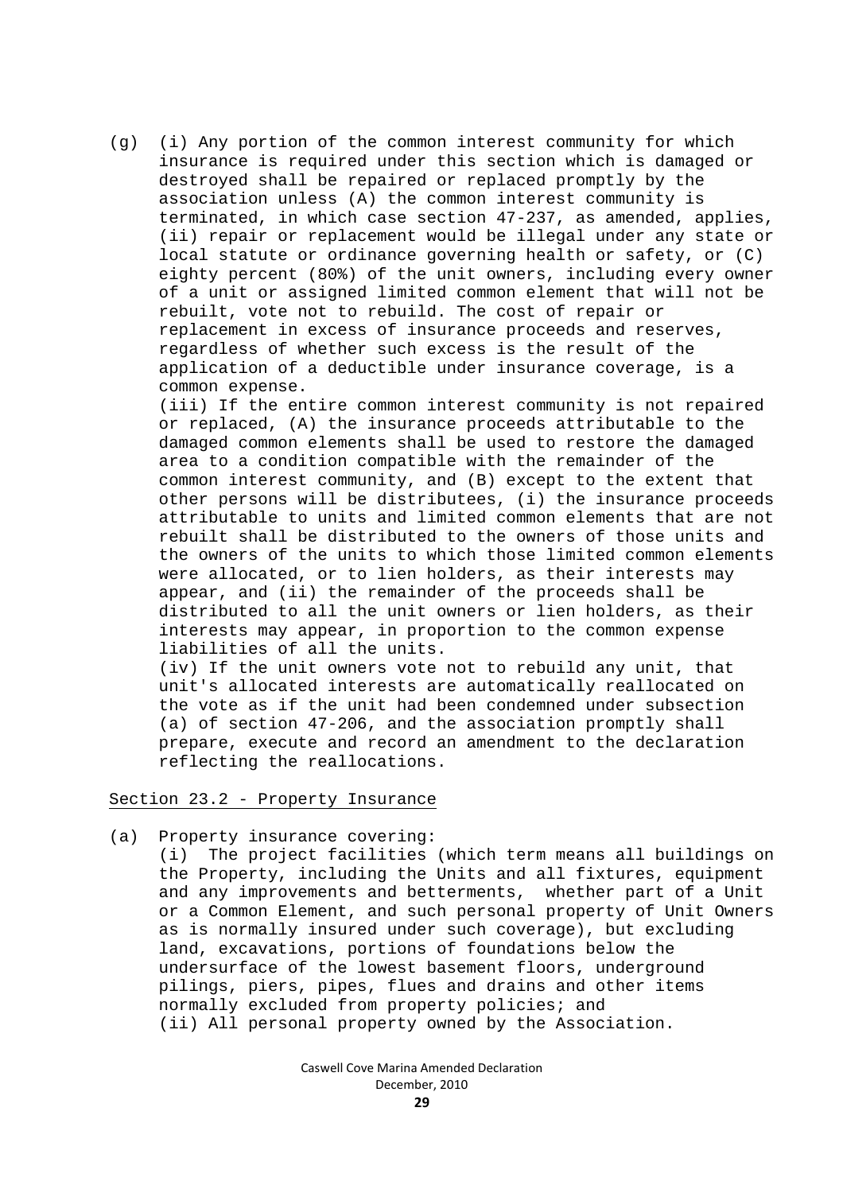(g) (i) Any portion of the common interest community for which insurance is required under this section which is damaged or destroyed shall be repaired or replaced promptly by the association unless (A) the common interest community is terminated, in which case section 47-237, as amended, applies, (ii) repair or replacement would be illegal under any state or local statute or ordinance governing health or safety, or (C) eighty percent (80%) of the unit owners, including every owner of a unit or assigned limited common element that will not be rebuilt, vote not to rebuild. The cost of repair or replacement in excess of insurance proceeds and reserves, regardless of whether such excess is the result of the application of a deductible under insurance coverage, is a common expense.

(iii) If the entire common interest community is not repaired or replaced, (A) the insurance proceeds attributable to the damaged common elements shall be used to restore the damaged area to a condition compatible with the remainder of the common interest community, and (B) except to the extent that other persons will be distributees, (i) the insurance proceeds attributable to units and limited common elements that are not rebuilt shall be distributed to the owners of those units and the owners of the units to which those limited common elements were allocated, or to lien holders, as their interests may appear, and (ii) the remainder of the proceeds shall be distributed to all the unit owners or lien holders, as their interests may appear, in proportion to the common expense liabilities of all the units.

(iv) If the unit owners vote not to rebuild any unit, that unit's allocated interests are automatically reallocated on the vote as if the unit had been condemned under subsection (a) of section 47-206, and the association promptly shall prepare, execute and record an amendment to the declaration reflecting the reallocations.

Section 23.2 - Property Insurance

(a) Property insurance covering:

(i) The project facilities (which term means all buildings on the Property, including the Units and all fixtures, equipment and any improvements and betterments, whether part of a Unit or a Common Element, and such personal property of Unit Owners as is normally insured under such coverage), but excluding land, excavations, portions of foundations below the undersurface of the lowest basement floors, underground pilings, piers, pipes, flues and drains and other items normally excluded from property policies; and

(ii) All personal property owned by the Association.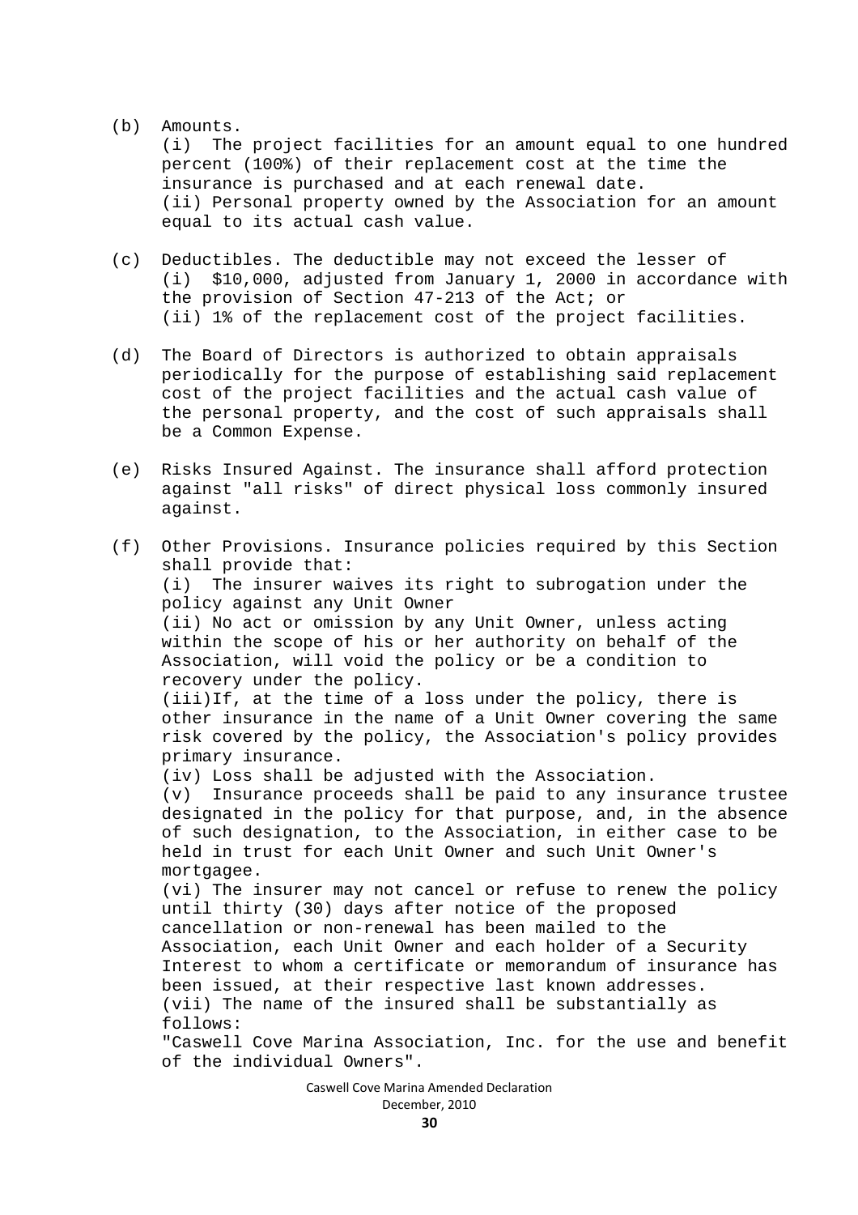(b) Amounts.

(i) The project facilities for an amount equal to one hundred percent (100%) of their replacement cost at the time the insurance is purchased and at each renewal date.

(ii) Personal property owned by the Association for an amount equal to its actual cash value.

(c) Deductibles. The deductible may not exceed the lesser of

(i) $10,000, adjusted from January 1, 2000 in accordance with the provision of Section 47-213 of the Act; or

(ii) 1% of the replacement cost of the project facilities.

(d) The Board of Directors is authorized to obtain appraisals periodically for the purpose of establishing said replacement cost of the project facilities and the actual cash value of the personal property, and the cost of such appraisals shall be a Common Expense.

(e) Risks Insured Against. The insurance shall afford protection against "all risks" of direct physical loss commonly insured against.

(f) Other Provisions. Insurance policies required by this Section shall provide that:

(i) The insurer waives its right to subrogation under the policy against any Unit Owner

(ii) No act or omission by any Unit Owner, unless acting within the scope of his or her authority on behalf of the Association, will void the policy or be a condition to recovery under the policy.

(iii)If, at the time of a loss under the policy, there is other insurance in the name of a Unit Owner covering the same risk covered by the policy, the Association's policy provides primary insurance.

(iv) Loss shall be adjusted with the Association.

(v) Insurance proceeds shall be paid to any insurance trustee designated in the policy for that purpose, and, in the absence of such designation, to the Association, in either case to be held in trust for each Unit Owner and such Unit Owner's mortgagee.

(vi) The insurer may not cancel or refuse to renew the policy until thirty (30) days after notice of the proposed cancellation or non-renewal has been mailed to the Association, each Unit Owner and each holder of a Security Interest to whom a certificate or memorandum of insurance has been issued, at their respective last known addresses.

(vii) The name of the insured shall be substantially as follows:

"Caswell Cove Marina Association, Inc. for the use and benefit of the individual Owners".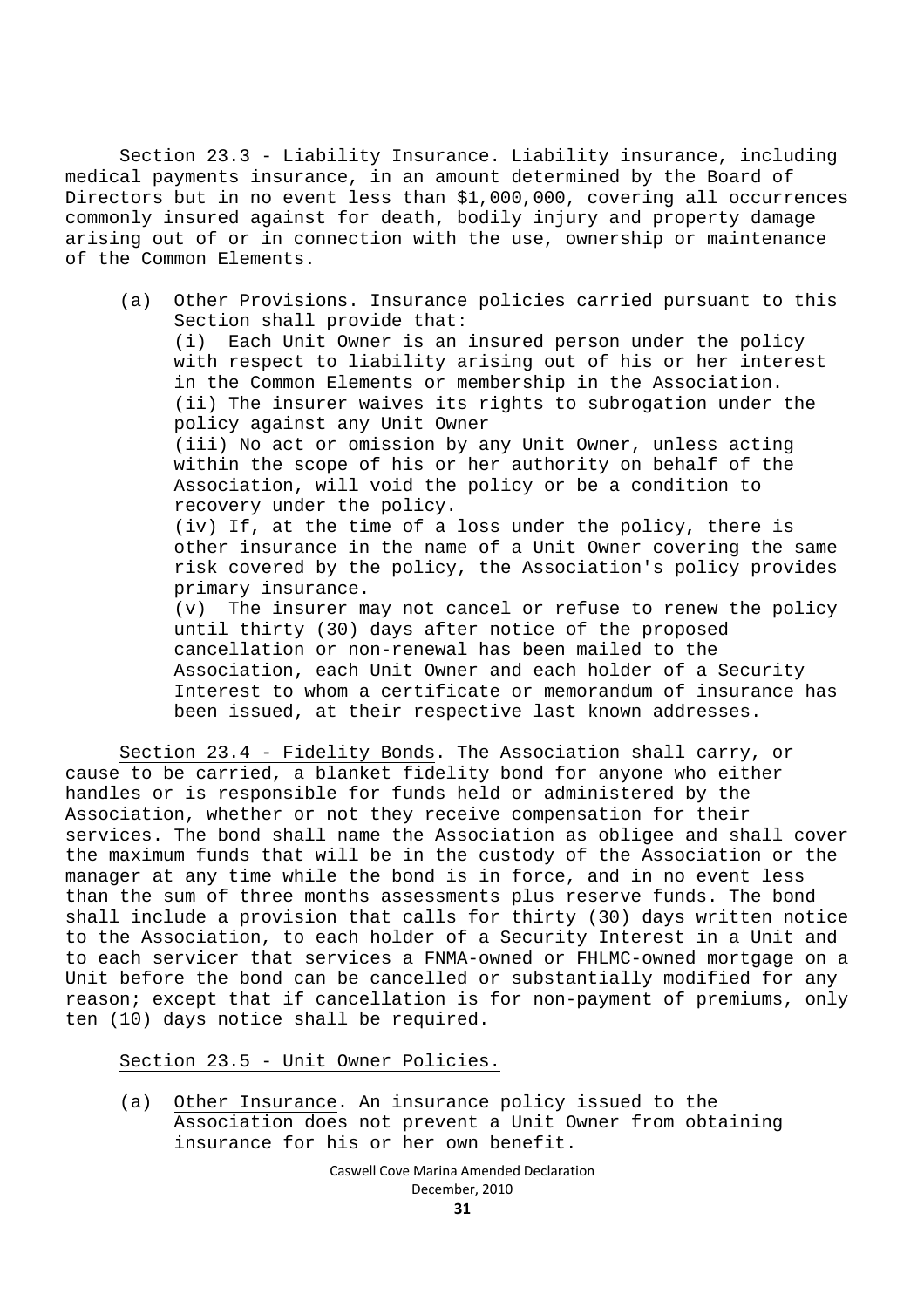Section 23.3 - Liability Insurance. Liability insurance, including medical payments insurance, in an amount determined by the Board of Directors but in no event less than $1,000,000, covering all occurrences commonly insured against for death, bodily injury and property damage arising out of or in connection with the use, ownership or maintenance of the Common Elements.

(a) Other Provisions. Insurance policies carried pursuant to this Section shall provide that:

(i) Each Unit Owner is an insured person under the policy with respect to liability arising out of his or her interest in the Common Elements or membership in the Association.

(ii) The insurer waives its rights to subrogation under the policy against any Unit Owner

(iii) No act or omission by any Unit Owner, unless acting within the scope of his or her authority on behalf of the Association, will void the policy or be a condition to recovery under the policy.

(iv) If, at the time of a loss under the policy, there is other insurance in the name of a Unit Owner covering the same risk covered by the policy, the Association's policy provides primary insurance.

(v) The insurer may not cancel or refuse to renew the policy until thirty (30) days after notice of the proposed cancellation or non-renewal has been mailed to the Association, each Unit Owner and each holder of a Security Interest to whom a certificate or memorandum of insurance has been issued, at their respective last known addresses.

Section 23.4 - Fidelity Bonds. The Association shall carry, or cause to be carried, a blanket fidelity bond for anyone who either handles or is responsible for funds held or administered by the Association, whether or not they receive compensation for their services. The bond shall name the Association as obligee and shall cover the maximum funds that will be in the custody of the Association or the manager at any time while the bond is in force, and in no event less than the sum of three months assessments plus reserve funds. The bond shall include a provision that calls for thirty (30) days written notice to the Association, to each holder of a Security Interest in a Unit and to each servicer that services a FNMA-owned or FHLMC-owned mortgage on a Unit before the bond can be cancelled or substantially modified for any reason; except that if cancellation is for non-payment of premiums, only ten (10) days notice shall be required.

Section 23.5 - Unit Owner Policies.

(a) Other Insurance. An insurance policy issued to the Association does not prevent a Unit Owner from obtaining insurance for his or her own benefit.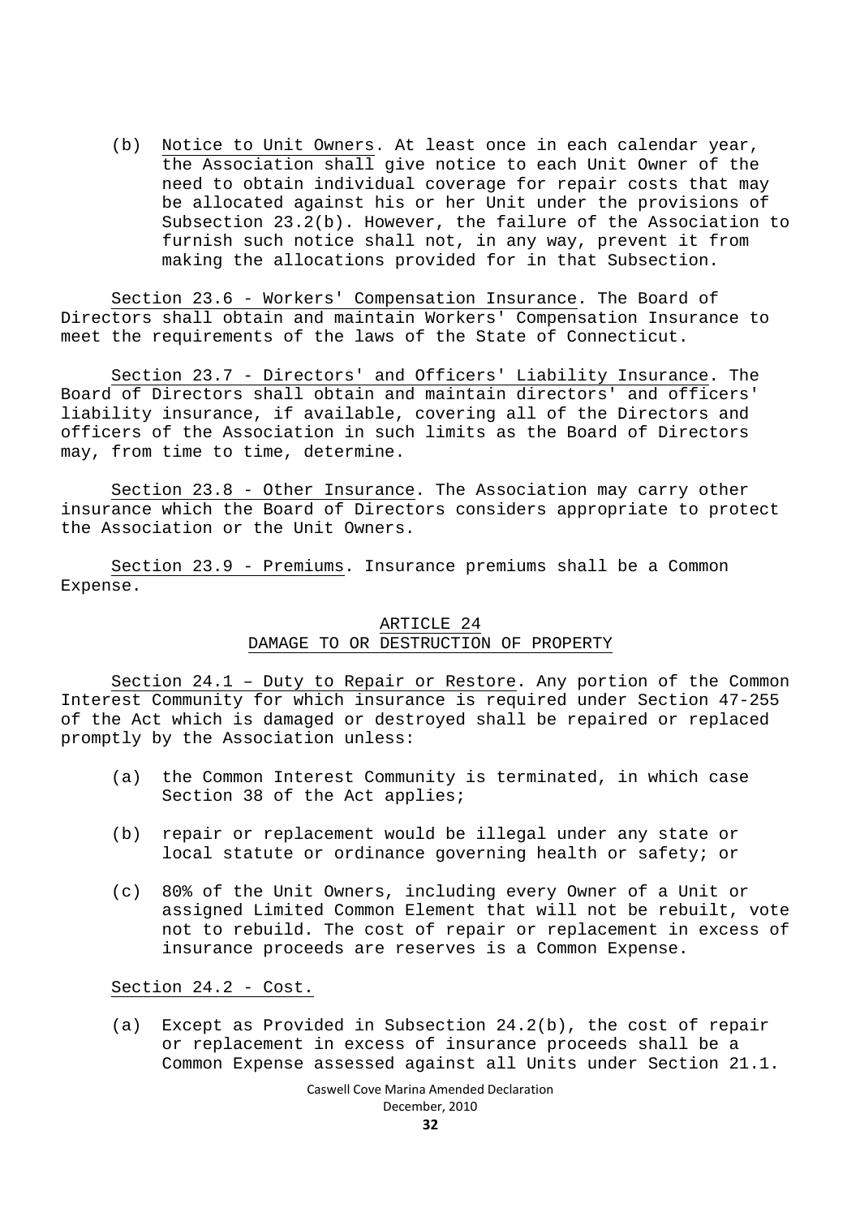(b) Notice to Unit Owners. At least once in each calendar year, the Association shall give notice to each Unit Owner of the need to obtain individual coverage for repair costs that may be allocated against his or her Unit under the provisions of Subsection 23.2(b). However, the failure of the Association to furnish such notice shall not, in any way, prevent it from making the allocations provided for in that Subsection.

Section 23.6 - Workers' Compensation Insurance. The Board of Directors shall obtain and maintain Workers' Compensation Insurance to meet the requirements of the laws of the State of Connecticut.

Section 23.7 - Directors' and Officers' Liability Insurance. The Board of Directors shall obtain and maintain directors' and officers' liability insurance, if available, covering all of the Directors and officers of the Association in such limits as the Board of Directors may, from time to time, determine.

Section 23.8 - Other Insurance. The Association may carry other insurance which the Board of Directors considers appropriate to protect the Association or the Unit Owners.

Section 23.9 - Premiums. Insurance premiums shall be a Common Expense.

## ARTICLE 24
## DAMAGE TO OR DESTRUCTION OF PROPERTY

Section 24.1 – Duty to Repair or Restore. Any portion of the Common Interest Community for which insurance is required under Section 47-255 of the Act which is damaged or destroyed shall be repaired or replaced promptly by the Association unless:

(a) the Common Interest Community is terminated, in which case Section 38 of the Act applies;

(b) repair or replacement would be illegal under any state or local statute or ordinance governing health or safety; or

(c) 80% of the Unit Owners, including every Owner of a Unit or assigned Limited Common Element that will not be rebuilt, vote not to rebuild. The cost of repair or replacement in excess of insurance proceeds are reserves is a Common Expense.

Section 24.2 - Cost.

(a) Except as Provided in Subsection 24.2(b), the cost of repair or replacement in excess of insurance proceeds shall be a Common Expense assessed against all Units under Section 21.1.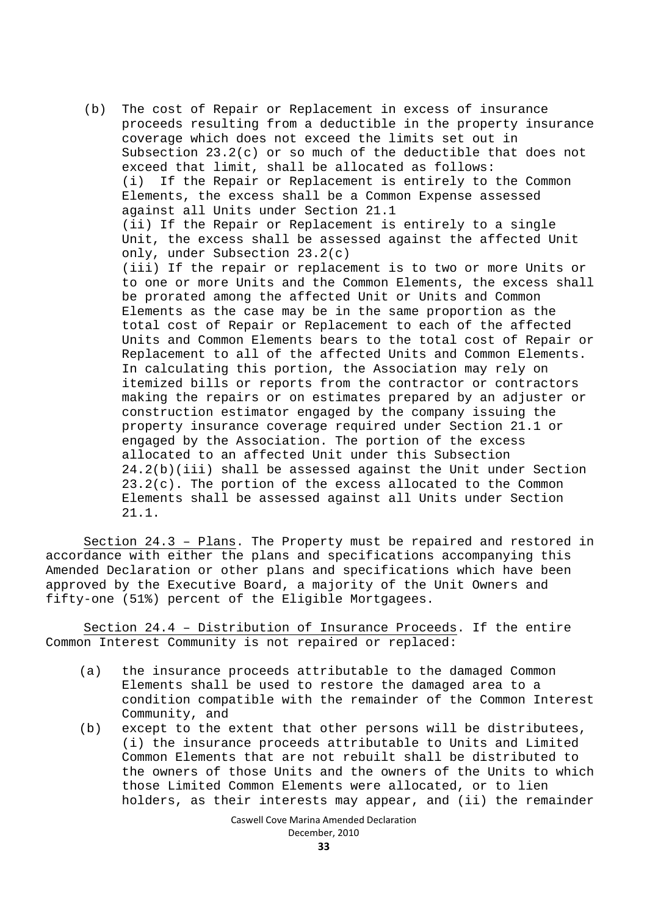(b) The cost of Repair or Replacement in excess of insurance proceeds resulting from a deductible in the property insurance coverage which does not exceed the limits set out in Subsection 23.2(c) or so much of the deductible that does not exceed that limit, shall be allocated as follows:

(i) If the Repair or Replacement is entirely to the Common Elements, the excess shall be a Common Expense assessed against all Units under Section 21.1

(ii) If the Repair or Replacement is entirely to a single Unit, the excess shall be assessed against the affected Unit only, under Subsection 23.2(c)

(iii) If the repair or replacement is to two or more Units or to one or more Units and the Common Elements, the excess shall be prorated among the affected Unit or Units and Common Elements as the case may be in the same proportion as the total cost of Repair or Replacement to each of the affected Units and Common Elements bears to the total cost of Repair or Replacement to all of the affected Units and Common Elements. In calculating this portion, the Association may rely on itemized bills or reports from the contractor or contractors making the repairs or on estimates prepared by an adjuster or construction estimator engaged by the company issuing the property insurance coverage required under Section 21.1 or engaged by the Association. The portion of the excess allocated to an affected Unit under this Subsection 24.2(b)(iii) shall be assessed against the Unit under Section 23.2(c). The portion of the excess allocated to the Common Elements shall be assessed against all Units under Section 21.1.

Section 24.3 – Plans. The Property must be repaired and restored in accordance with either the plans and specifications accompanying this Amended Declaration or other plans and specifications which have been approved by the Executive Board, a majority of the Unit Owners and fifty-one (51%) percent of the Eligible Mortgagees.

Section 24.4 – Distribution of Insurance Proceeds. If the entire Common Interest Community is not repaired or replaced:

(a) the insurance proceeds attributable to the damaged Common Elements shall be used to restore the damaged area to a condition compatible with the remainder of the Common Interest Community, and

(b) except to the extent that other persons will be distributees, (i) the insurance proceeds attributable to Units and Limited Common Elements that are not rebuilt shall be distributed to the owners of those Units and the owners of the Units to which those Limited Common Elements were allocated, or to lien holders, as their interests may appear, and (ii) the remainder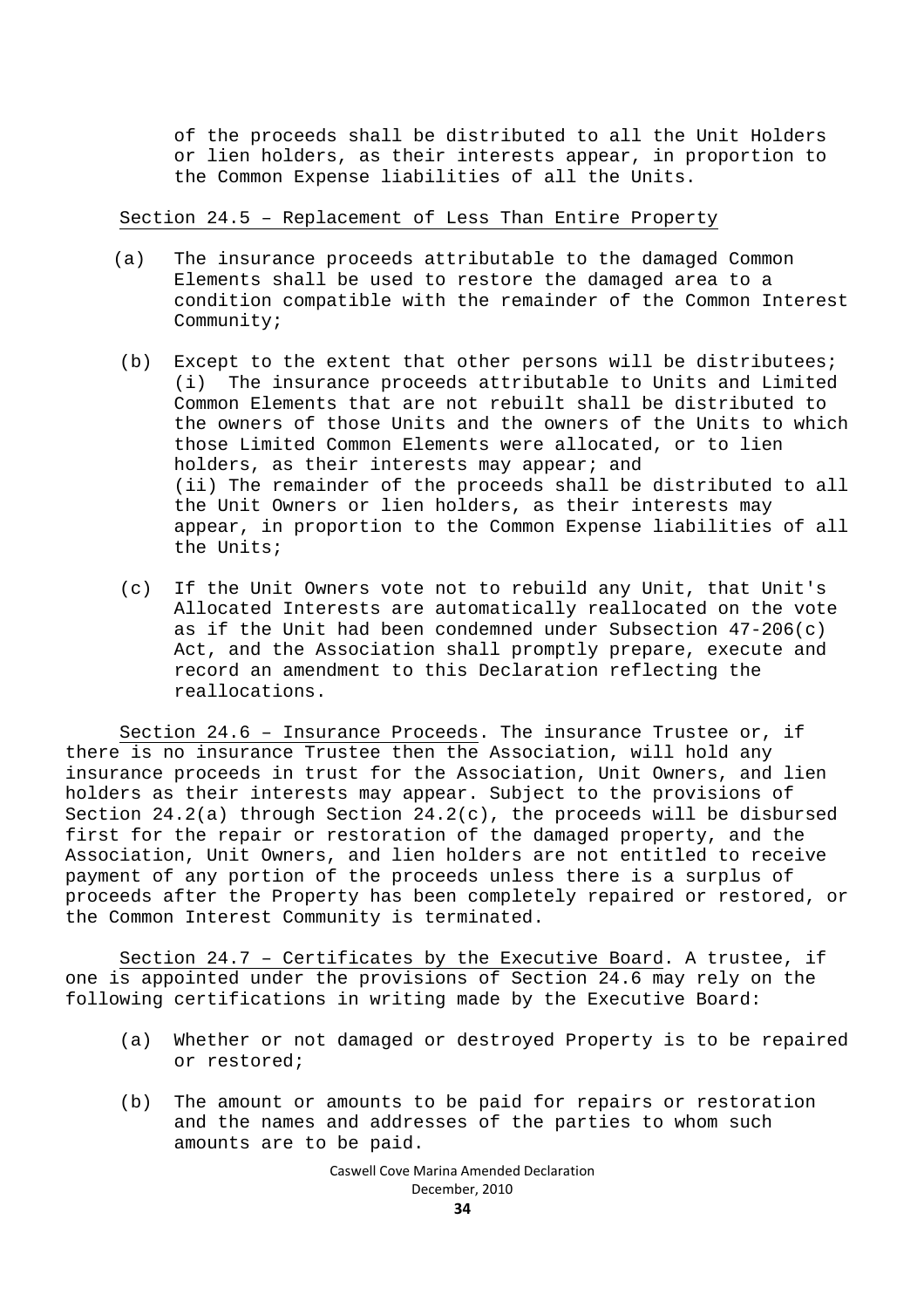of the proceeds shall be distributed to all the Unit Holders or lien holders, as their interests appear, in proportion to the Common Expense liabilities of all the Units.

Section 24.5 – Replacement of Less Than Entire Property

(a) The insurance proceeds attributable to the damaged Common Elements shall be used to restore the damaged area to a condition compatible with the remainder of the Common Interest Community;

(b) Except to the extent that other persons will be distributees; (i) The insurance proceeds attributable to Units and Limited Common Elements that are not rebuilt shall be distributed to the owners of those Units and the owners of the Units to which those Limited Common Elements were allocated, or to lien holders, as their interests may appear; and (ii) The remainder of the proceeds shall be distributed to all the Unit Owners or lien holders, as their interests may appear, in proportion to the Common Expense liabilities of all the Units;

(c) If the Unit Owners vote not to rebuild any Unit, that Unit's Allocated Interests are automatically reallocated on the vote as if the Unit had been condemned under Subsection 47-206(c) Act, and the Association shall promptly prepare, execute and record an amendment to this Declaration reflecting the reallocations.

Section 24.6 – Insurance Proceeds. The insurance Trustee or, if there is no insurance Trustee then the Association, will hold any insurance proceeds in trust for the Association, Unit Owners, and lien holders as their interests may appear. Subject to the provisions of Section 24.2(a) through Section 24.2(c), the proceeds will be disbursed first for the repair or restoration of the damaged property, and the Association, Unit Owners, and lien holders are not entitled to receive payment of any portion of the proceeds unless there is a surplus of proceeds after the Property has been completely repaired or restored, or the Common Interest Community is terminated.

Section 24.7 – Certificates by the Executive Board. A trustee, if one is appointed under the provisions of Section 24.6 may rely on the following certifications in writing made by the Executive Board:

(a) Whether or not damaged or destroyed Property is to be repaired or restored;

(b) The amount or amounts to be paid for repairs or restoration and the names and addresses of the parties to whom such amounts are to be paid.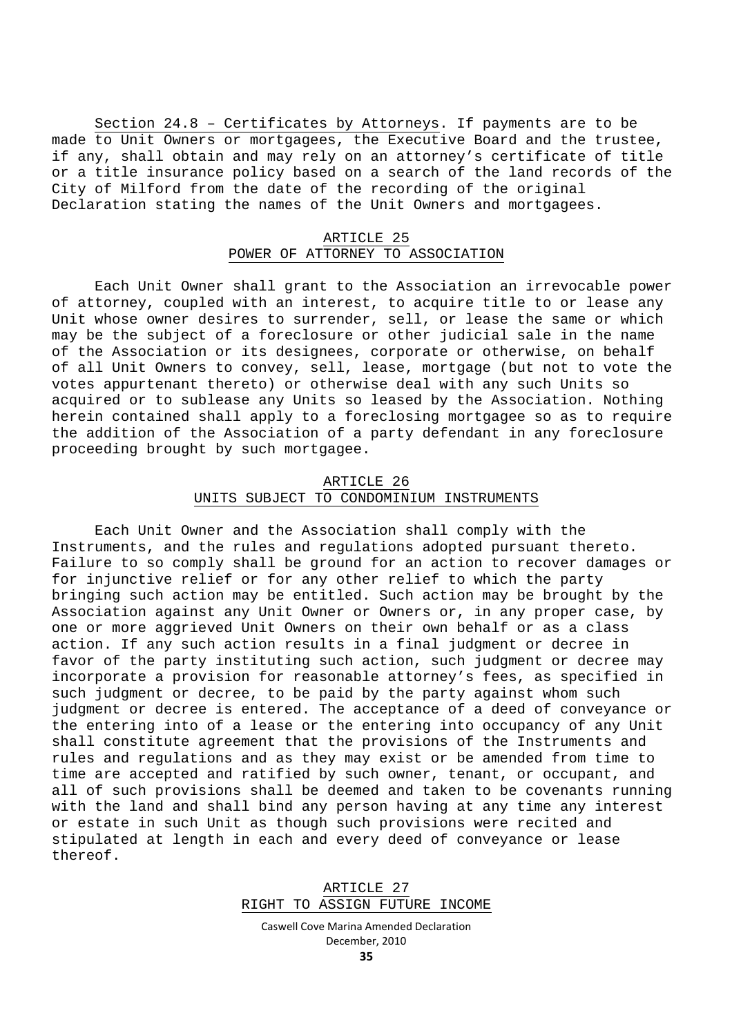Section 24.8 – Certificates by Attorneys. If payments are to be made to Unit Owners or mortgagees, the Executive Board and the trustee, if any, shall obtain and may rely on an attorney's certificate of title or a title insurance policy based on a search of the land records of the City of Milford from the date of the recording of the original Declaration stating the names of the Unit Owners and mortgagees.

## ARTICLE 25
## POWER OF ATTORNEY TO ASSOCIATION

Each Unit Owner shall grant to the Association an irrevocable power of attorney, coupled with an interest, to acquire title to or lease any Unit whose owner desires to surrender, sell, or lease the same or which may be the subject of a foreclosure or other judicial sale in the name of the Association or its designees, corporate or otherwise, on behalf of all Unit Owners to convey, sell, lease, mortgage (but not to vote the votes appurtenant thereto) or otherwise deal with any such Units so acquired or to sublease any Units so leased by the Association. Nothing herein contained shall apply to a foreclosing mortgagee so as to require the addition of the Association of a party defendant in any foreclosure proceeding brought by such mortgagee.

## ARTICLE 26
## UNITS SUBJECT TO CONDOMINIUM INSTRUMENTS

Each Unit Owner and the Association shall comply with the Instruments, and the rules and regulations adopted pursuant thereto. Failure to so comply shall be ground for an action to recover damages or for injunctive relief or for any other relief to which the party bringing such action may be entitled. Such action may be brought by the Association against any Unit Owner or Owners or, in any proper case, by one or more aggrieved Unit Owners on their own behalf or as a class action. If any such action results in a final judgment or decree in favor of the party instituting such action, such judgment or decree may incorporate a provision for reasonable attorney's fees, as specified in such judgment or decree, to be paid by the party against whom such judgment or decree is entered. The acceptance of a deed of conveyance or the entering into of a lease or the entering into occupancy of any Unit shall constitute agreement that the provisions of the Instruments and rules and regulations and as they may exist or be amended from time to time are accepted and ratified by such owner, tenant, or occupant, and all of such provisions shall be deemed and taken to be covenants running with the land and shall bind any person having at any time any interest or estate in such Unit as though such provisions were recited and stipulated at length in each and every deed of conveyance or lease thereof.

## ARTICLE 27
## RIGHT TO ASSIGN FUTURE INCOME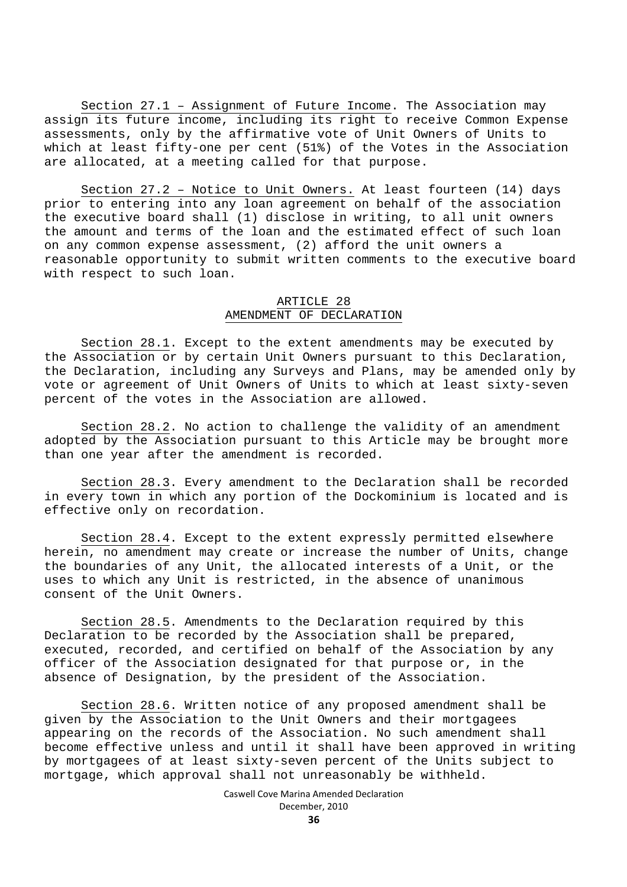Section 27.1 – Assignment of Future Income. The Association may assign its future income, including its right to receive Common Expense assessments, only by the affirmative vote of Unit Owners of Units to which at least fifty-one per cent (51%) of the Votes in the Association are allocated, at a meeting called for that purpose.

Section 27.2 – Notice to Unit Owners. At least fourteen (14) days prior to entering into any loan agreement on behalf of the association the executive board shall (1) disclose in writing, to all unit owners the amount and terms of the loan and the estimated effect of such loan on any common expense assessment, (2) afford the unit owners a reasonable opportunity to submit written comments to the executive board with respect to such loan.

## ARTICLE 28
## AMENDMENT OF DECLARATION

Section 28.1. Except to the extent amendments may be executed by the Association or by certain Unit Owners pursuant to this Declaration, the Declaration, including any Surveys and Plans, may be amended only by vote or agreement of Unit Owners of Units to which at least sixty-seven percent of the votes in the Association are allowed.

Section 28.2. No action to challenge the validity of an amendment adopted by the Association pursuant to this Article may be brought more than one year after the amendment is recorded.

Section 28.3. Every amendment to the Declaration shall be recorded in every town in which any portion of the Dockominium is located and is effective only on recordation.

Section 28.4. Except to the extent expressly permitted elsewhere herein, no amendment may create or increase the number of Units, change the boundaries of any Unit, the allocated interests of a Unit, or the uses to which any Unit is restricted, in the absence of unanimous consent of the Unit Owners.

Section 28.5. Amendments to the Declaration required by this Declaration to be recorded by the Association shall be prepared, executed, recorded, and certified on behalf of the Association by any officer of the Association designated for that purpose or, in the absence of Designation, by the president of the Association.

Section 28.6. Written notice of any proposed amendment shall be given by the Association to the Unit Owners and their mortgagees appearing on the records of the Association. No such amendment shall become effective unless and until it shall have been approved in writing by mortgagees of at least sixty-seven percent of the Units subject to mortgage, which approval shall not unreasonably be withheld.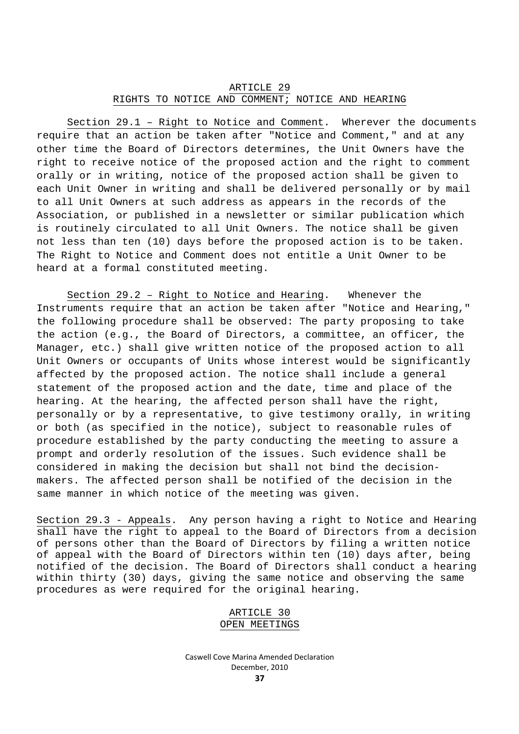## ARTICLE 29
## RIGHTS TO NOTICE AND COMMENT; NOTICE AND HEARING

Section 29.1 – Right to Notice and Comment. Wherever the documents require that an action be taken after "Notice and Comment," and at any other time the Board of Directors determines, the Unit Owners have the right to receive notice of the proposed action and the right to comment orally or in writing, notice of the proposed action shall be given to each Unit Owner in writing and shall be delivered personally or by mail to all Unit Owners at such address as appears in the records of the Association, or published in a newsletter or similar publication which is routinely circulated to all Unit Owners. The notice shall be given not less than ten (10) days before the proposed action is to be taken. The Right to Notice and Comment does not entitle a Unit Owner to be heard at a formal constituted meeting.

Section 29.2 – Right to Notice and Hearing. Whenever the Instruments require that an action be taken after "Notice and Hearing," the following procedure shall be observed: The party proposing to take the action (e.g., the Board of Directors, a committee, an officer, the Manager, etc.) shall give written notice of the proposed action to all Unit Owners or occupants of Units whose interest would be significantly affected by the proposed action. The notice shall include a general statement of the proposed action and the date, time and place of the hearing. At the hearing, the affected person shall have the right, personally or by a representative, to give testimony orally, in writing or both (as specified in the notice), subject to reasonable rules of procedure established by the party conducting the meeting to assure a prompt and orderly resolution of the issues. Such evidence shall be considered in making the decision but shall not bind the decision-makers. The affected person shall be notified of the decision in the same manner in which notice of the meeting was given.

Section 29.3 - Appeals. Any person having a right to Notice and Hearing shall have the right to appeal to the Board of Directors from a decision of persons other than the Board of Directors by filing a written notice of appeal with the Board of Directors within ten (10) days after, being notified of the decision. The Board of Directors shall conduct a hearing within thirty (30) days, giving the same notice and observing the same procedures as were required for the original hearing.

## ARTICLE 30
## OPEN MEETINGS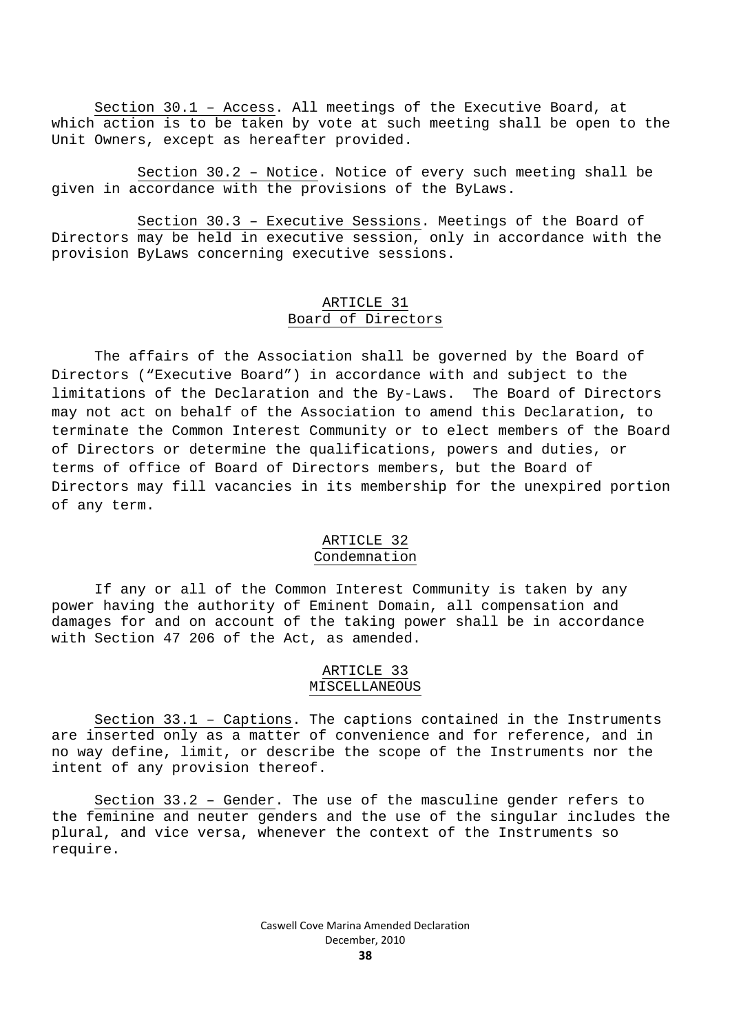Section 30.1 – Access. All meetings of the Executive Board, at which action is to be taken by vote at such meeting shall be open to the Unit Owners, except as hereafter provided.

Section 30.2 – Notice. Notice of every such meeting shall be given in accordance with the provisions of the ByLaws.

Section 30.3 – Executive Sessions. Meetings of the Board of Directors may be held in executive session, only in accordance with the provision ByLaws concerning executive sessions.

## ARTICLE 31
## Board of Directors

The affairs of the Association shall be governed by the Board of Directors ("Executive Board") in accordance with and subject to the limitations of the Declaration and the By-Laws. The Board of Directors may not act on behalf of the Association to amend this Declaration, to terminate the Common Interest Community or to elect members of the Board of Directors or determine the qualifications, powers and duties, or terms of office of Board of Directors members, but the Board of Directors may fill vacancies in its membership for the unexpired portion of any term.

## ARTICLE 32
## Condemnation

If any or all of the Common Interest Community is taken by any power having the authority of Eminent Domain, all compensation and damages for and on account of the taking power shall be in accordance with Section 47 206 of the Act, as amended.

## ARTICLE 33
## MISCELLANEOUS

Section 33.1 – Captions. The captions contained in the Instruments are inserted only as a matter of convenience and for reference, and in no way define, limit, or describe the scope of the Instruments nor the intent of any provision thereof.

Section 33.2 – Gender. The use of the masculine gender refers to the feminine and neuter genders and the use of the singular includes the plural, and vice versa, whenever the context of the Instruments so require.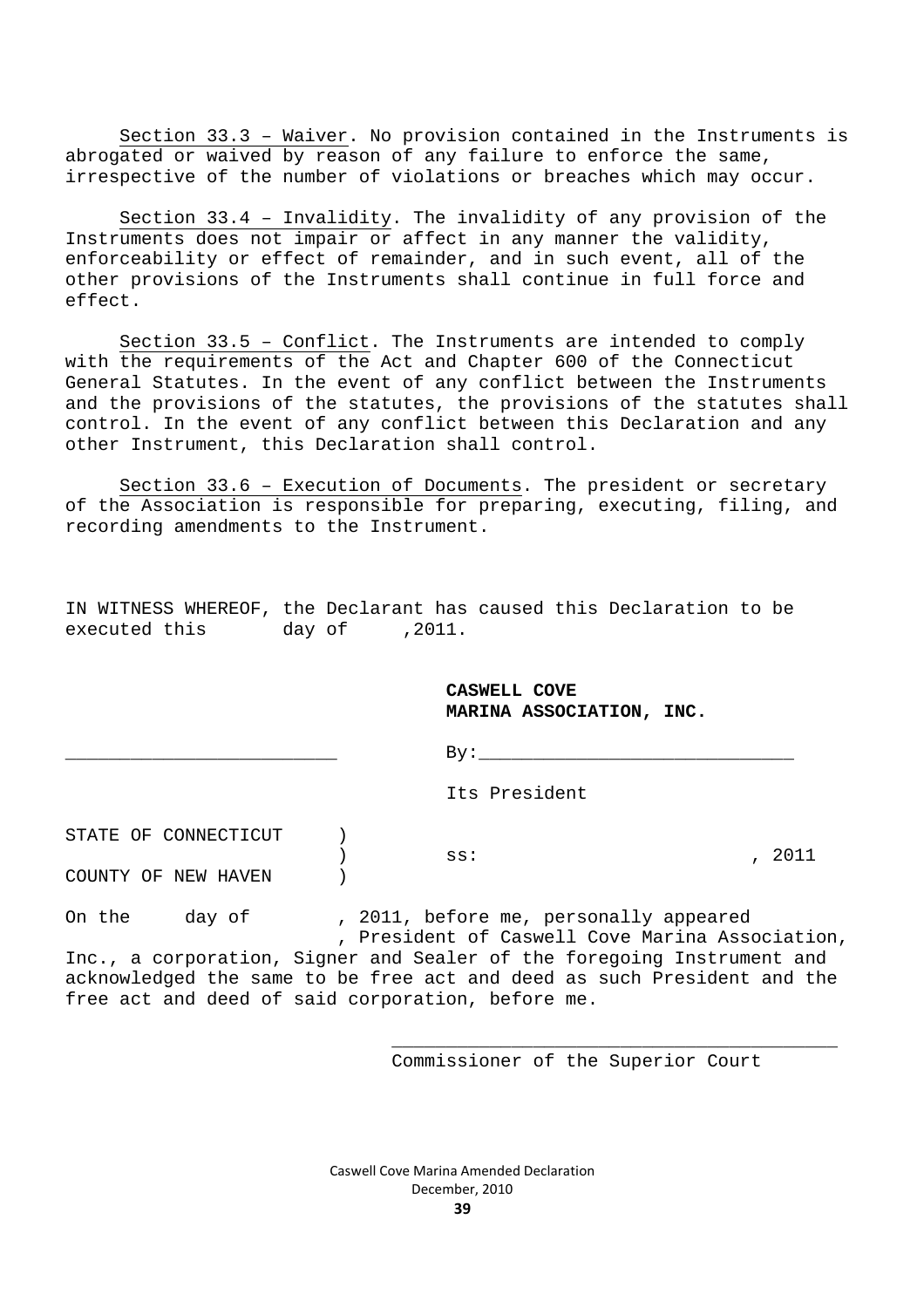Section 33.3 – Waiver. No provision contained in the Instruments is abrogated or waived by reason of any failure to enforce the same, irrespective of the number of violations or breaches which may occur.

Section 33.4 – Invalidity. The invalidity of any provision of the Instruments does not impair or affect in any manner the validity, enforceability or effect of remainder, and in such event, all of the other provisions of the Instruments shall continue in full force and effect.

Section 33.5 – Conflict. The Instruments are intended to comply with the requirements of the Act and Chapter 600 of the Connecticut General Statutes. In the event of any conflict between the Instruments and the provisions of the statutes, the provisions of the statutes shall control. In the event of any conflict between this Declaration and any other Instrument, this Declaration shall control.

Section 33.6 – Execution of Documents. The president or secretary of the Association is responsible for preparing, executing, filing, and recording amendments to the Instrument.

IN WITNESS WHEREOF, the Declarant has caused this Declaration to be executed this day of ,2011.

**CASWELL COVE**
**MARINA ASSOCIATION, INC.**

_________________________ By:_____________________________

Its President

STATE OF CONNECTICUT )
) ss: , 2011
COUNTY OF NEW HAVEN )

On the day of , 2011, before me, personally appeared , President of Caswell Cove Marina Association, Inc., a corporation, Signer and Sealer of the foregoing Instrument and acknowledged the same to be free act and deed as such President and the free act and deed of said corporation, before me.

__________________________________________
Commissioner of the Superior Court

Caswell Cove Marina Amended Declaration
December, 2010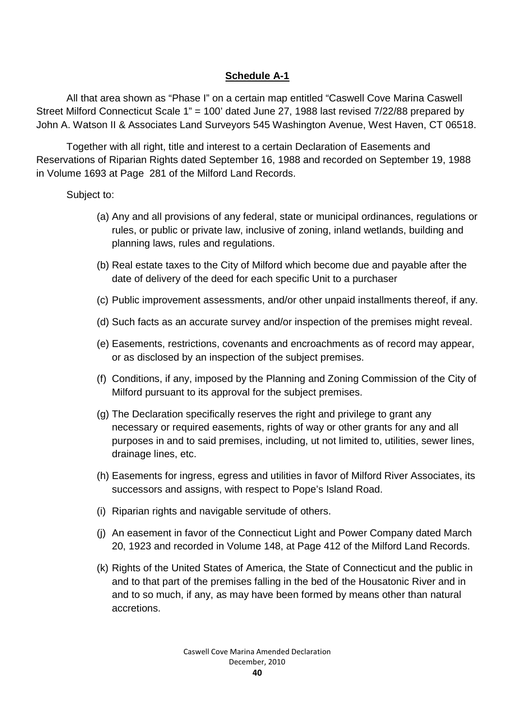## Schedule A-1

All that area shown as "Phase I" on a certain map entitled "Caswell Cove Marina Caswell Street Milford Connecticut Scale 1" = 100' dated June 27, 1988 last revised 7/22/88 prepared by John A. Watson II & Associates Land Surveyors 545 Washington Avenue, West Haven, CT 06518.

Together with all right, title and interest to a certain Declaration of Easements and Reservations of Riparian Rights dated September 16, 1988 and recorded on September 19, 1988 in Volume 1693 at Page 281 of the Milford Land Records.

Subject to:

(a) Any and all provisions of any federal, state or municipal ordinances, regulations or rules, or public or private law, inclusive of zoning, inland wetlands, building and planning laws, rules and regulations.

(b) Real estate taxes to the City of Milford which become due and payable after the date of delivery of the deed for each specific Unit to a purchaser

(c) Public improvement assessments, and/or other unpaid installments thereof, if any.

(d) Such facts as an accurate survey and/or inspection of the premises might reveal.

(e) Easements, restrictions, covenants and encroachments as of record may appear, or as disclosed by an inspection of the subject premises.

(f) Conditions, if any, imposed by the Planning and Zoning Commission of the City of Milford pursuant to its approval for the subject premises.

(g) The Declaration specifically reserves the right and privilege to grant any necessary or required easements, rights of way or other grants for any and all purposes in and to said premises, including, ut not limited to, utilities, sewer lines, drainage lines, etc.

(h) Easements for ingress, egress and utilities in favor of Milford River Associates, its successors and assigns, with respect to Pope's Island Road.

(i) Riparian rights and navigable servitude of others.

(j) An easement in favor of the Connecticut Light and Power Company dated March 20, 1923 and recorded in Volume 148, at Page 412 of the Milford Land Records.

(k) Rights of the United States of America, the State of Connecticut and the public in and to that part of the premises falling in the bed of the Housatonic River and in and to so much, if any, as may have been formed by means other than natural accretions.